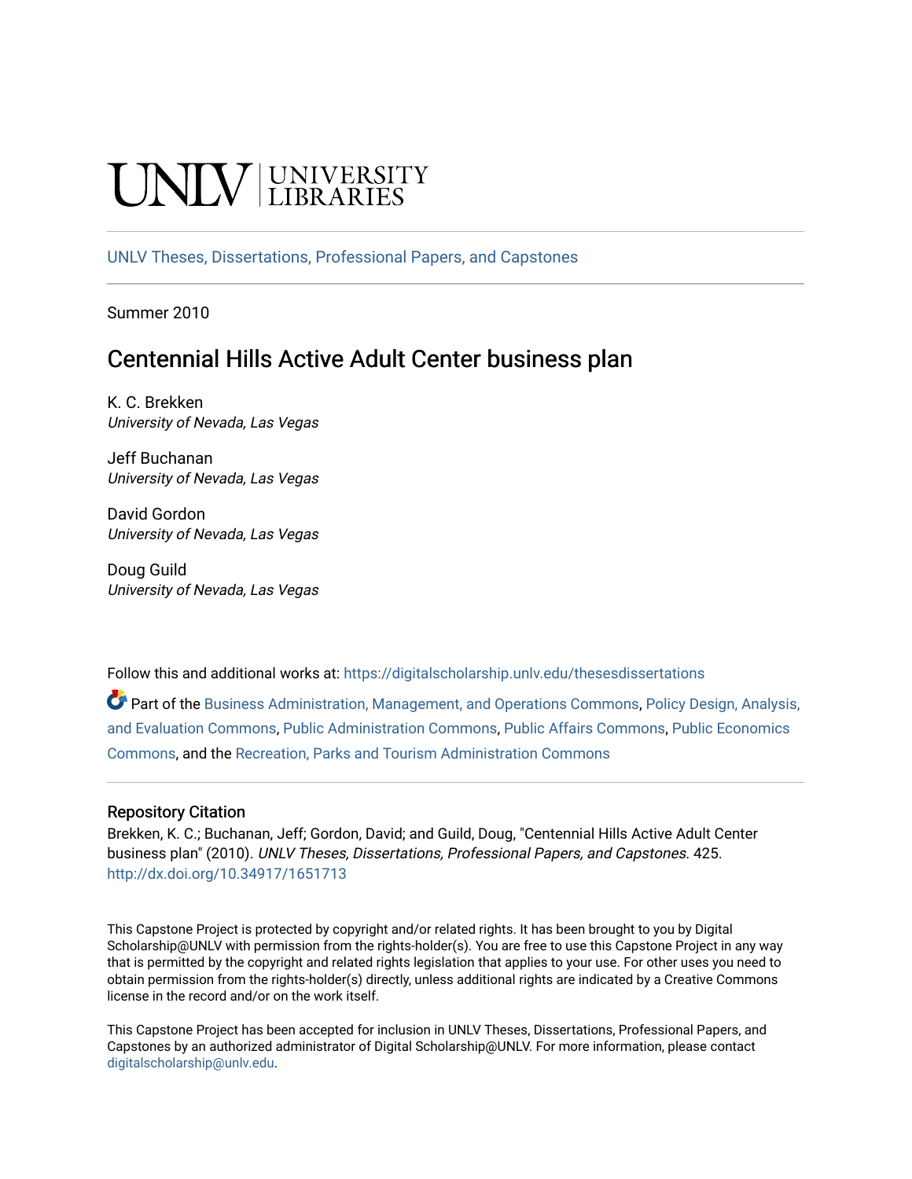UNLV | UNIVERSITY LIBRARIES

UNLV Theses, Dissertations, Professional Papers, and Capstones

Summer 2010

# Centennial Hills Active Adult Center business plan

K. C. Brekken
*University of Nevada, Las Vegas*

Jeff Buchanan
*University of Nevada, Las Vegas*

David Gordon
*University of Nevada, Las Vegas*

Doug Guild
*University of Nevada, Las Vegas*

Follow this and additional works at: https://digitalscholarship.unlv.edu/thesesdissertations

Part of the Business Administration, Management, and Operations Commons, Policy Design, Analysis, and Evaluation Commons, Public Administration Commons, Public Affairs Commons, Public Economics Commons, and the Recreation, Parks and Tourism Administration Commons

## Repository Citation

Brekken, K. C.; Buchanan, Jeff; Gordon, David; and Guild, Doug, "Centennial Hills Active Adult Center business plan" (2010). *UNLV Theses, Dissertations, Professional Papers, and Capstones*. 425.
http://dx.doi.org/10.34917/1651713

This Capstone Project is protected by copyright and/or related rights. It has been brought to you by Digital Scholarship@UNLV with permission from the rights-holder(s). You are free to use this Capstone Project in any way that is permitted by the copyright and related rights legislation that applies to your use. For other uses you need to obtain permission from the rights-holder(s) directly, unless additional rights are indicated by a Creative Commons license in the record and/or on the work itself.

This Capstone Project has been accepted for inclusion in UNLV Theses, Dissertations, Professional Papers, and Capstones by an authorized administrator of Digital Scholarship@UNLV. For more information, please contact digitalscholarship@unlv.edu.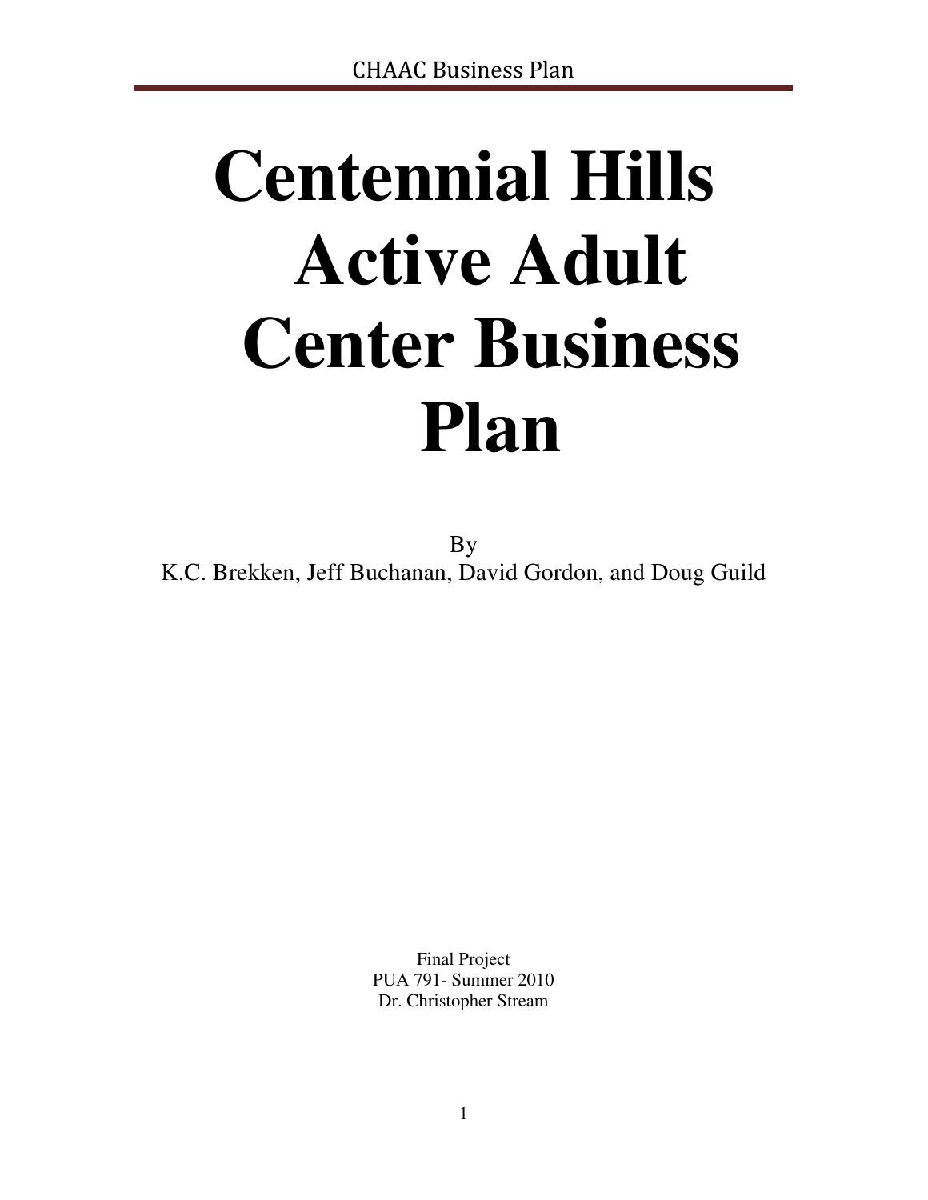# Centennial Hills Active Adult Center Business Plan

By
K.C. Brekken, Jeff Buchanan, David Gordon, and Doug Guild

Final Project
PUA 791- Summer 2010
Dr. Christopher Stream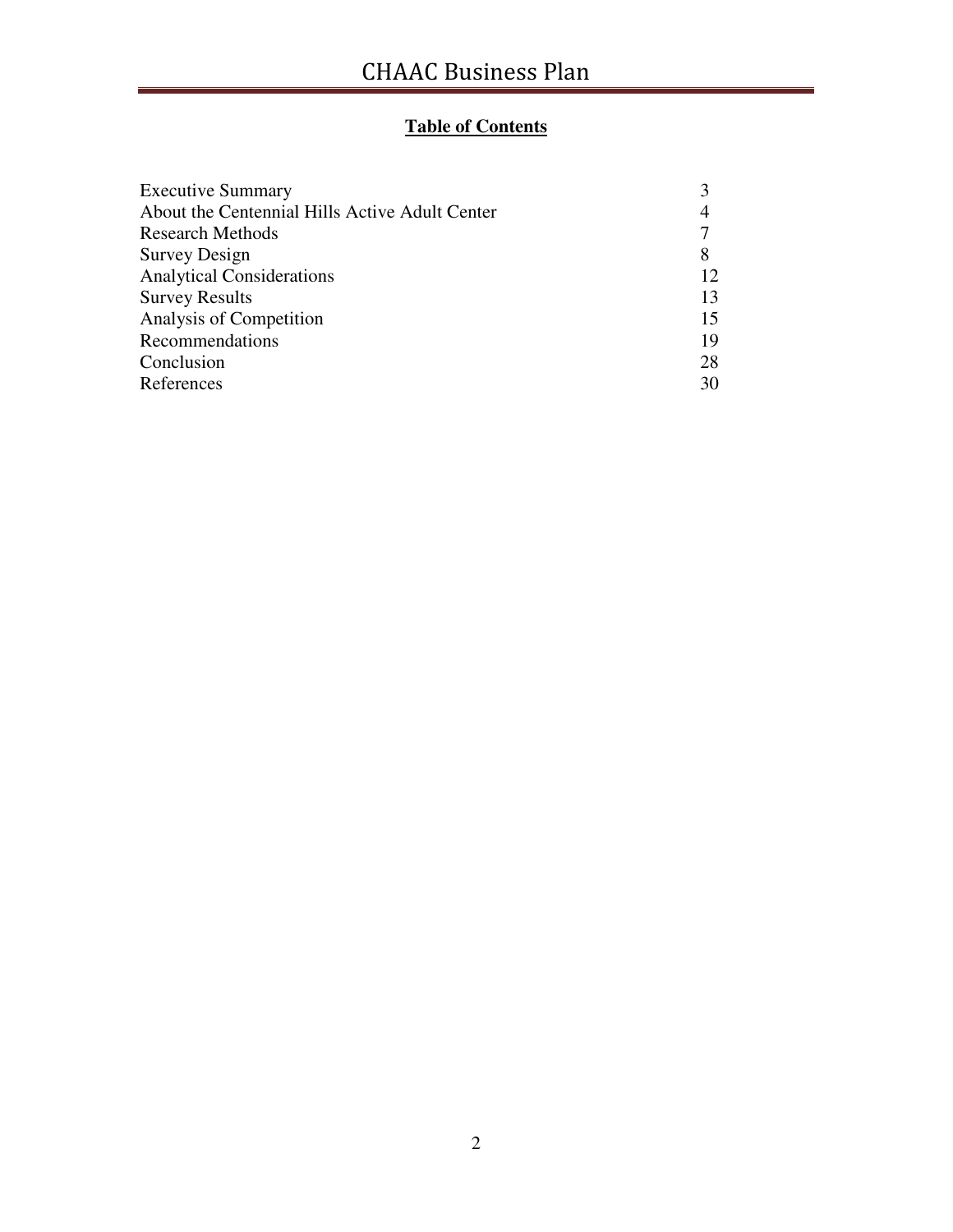## Table of Contents

| | |
|---|---|
| Executive Summary | 3 |
| About the Centennial Hills Active Adult Center | 4 |
| Research Methods | 7 |
| Survey Design | 8 |
| Analytical Considerations | 12 |
| Survey Results | 13 |
| Analysis of Competition | 15 |
| Recommendations | 19 |
| Conclusion | 28 |
| References | 30 |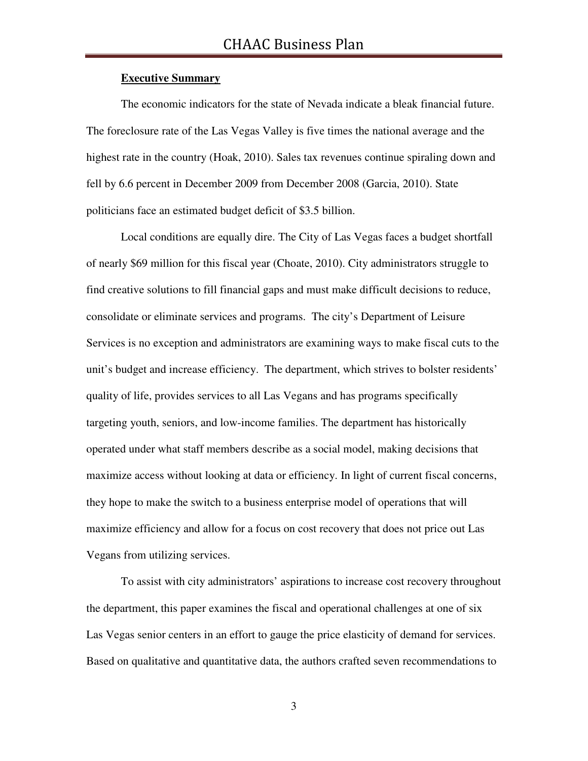## Executive Summary

The economic indicators for the state of Nevada indicate a bleak financial future. The foreclosure rate of the Las Vegas Valley is five times the national average and the highest rate in the country (Hoak, 2010). Sales tax revenues continue spiraling down and fell by 6.6 percent in December 2009 from December 2008 (Garcia, 2010). State politicians face an estimated budget deficit of $3.5 billion.

Local conditions are equally dire. The City of Las Vegas faces a budget shortfall of nearly $69 million for this fiscal year (Choate, 2010). City administrators struggle to find creative solutions to fill financial gaps and must make difficult decisions to reduce, consolidate or eliminate services and programs. The city's Department of Leisure Services is no exception and administrators are examining ways to make fiscal cuts to the unit's budget and increase efficiency. The department, which strives to bolster residents' quality of life, provides services to all Las Vegans and has programs specifically targeting youth, seniors, and low-income families. The department has historically operated under what staff members describe as a social model, making decisions that maximize access without looking at data or efficiency. In light of current fiscal concerns, they hope to make the switch to a business enterprise model of operations that will maximize efficiency and allow for a focus on cost recovery that does not price out Las Vegans from utilizing services.

To assist with city administrators' aspirations to increase cost recovery throughout the department, this paper examines the fiscal and operational challenges at one of six Las Vegas senior centers in an effort to gauge the price elasticity of demand for services. Based on qualitative and quantitative data, the authors crafted seven recommendations to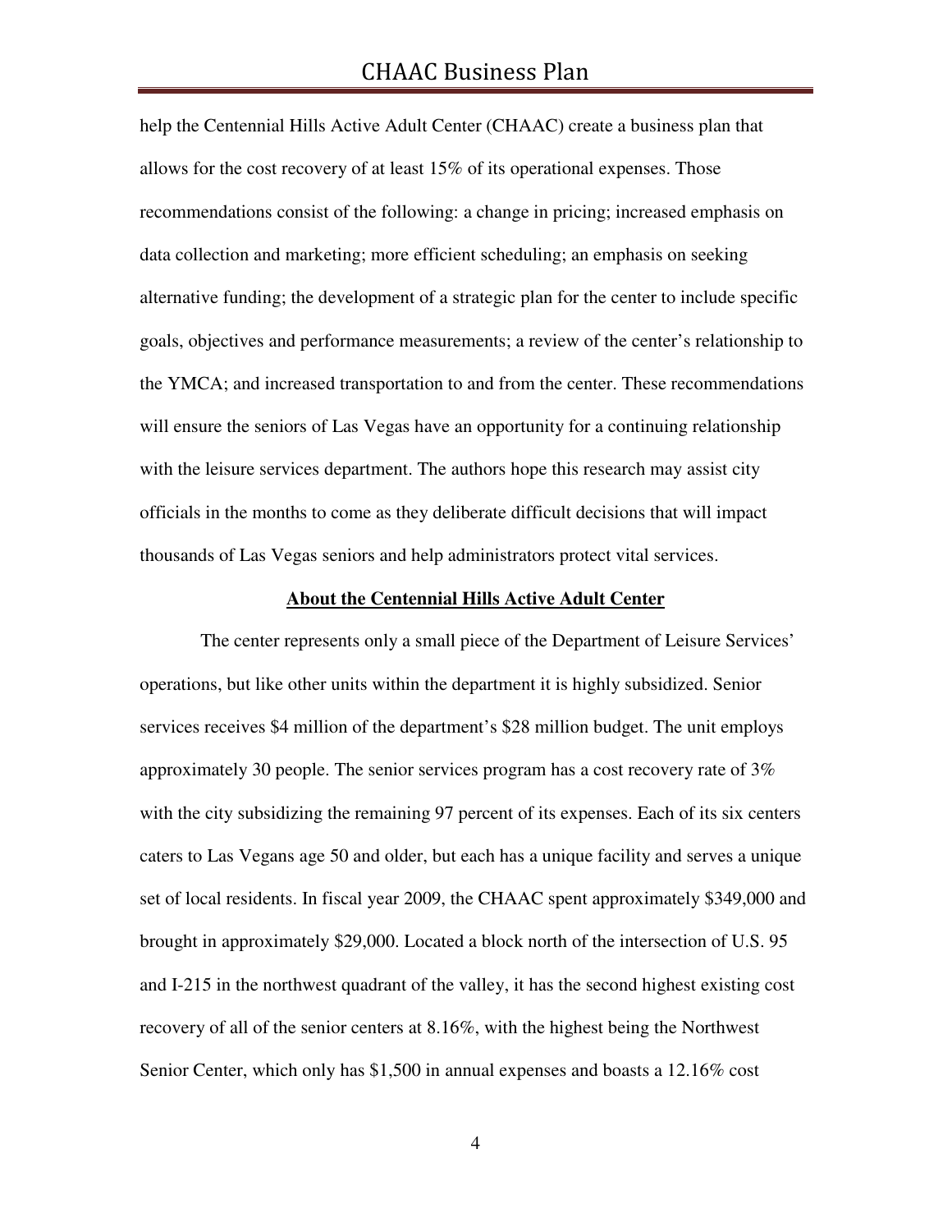help the Centennial Hills Active Adult Center (CHAAC) create a business plan that allows for the cost recovery of at least 15% of its operational expenses. Those recommendations consist of the following: a change in pricing; increased emphasis on data collection and marketing; more efficient scheduling; an emphasis on seeking alternative funding; the development of a strategic plan for the center to include specific goals, objectives and performance measurements; a review of the center's relationship to the YMCA; and increased transportation to and from the center. These recommendations will ensure the seniors of Las Vegas have an opportunity for a continuing relationship with the leisure services department. The authors hope this research may assist city officials in the months to come as they deliberate difficult decisions that will impact thousands of Las Vegas seniors and help administrators protect vital services.

## About the Centennial Hills Active Adult Center

The center represents only a small piece of the Department of Leisure Services' operations, but like other units within the department it is highly subsidized. Senior services receives $4 million of the department's $28 million budget. The unit employs approximately 30 people. The senior services program has a cost recovery rate of 3% with the city subsidizing the remaining 97 percent of its expenses. Each of its six centers caters to Las Vegans age 50 and older, but each has a unique facility and serves a unique set of local residents. In fiscal year 2009, the CHAAC spent approximately $349,000 and brought in approximately $29,000. Located a block north of the intersection of U.S. 95 and I-215 in the northwest quadrant of the valley, it has the second highest existing cost recovery of all of the senior centers at 8.16%, with the highest being the Northwest Senior Center, which only has $1,500 in annual expenses and boasts a 12.16% cost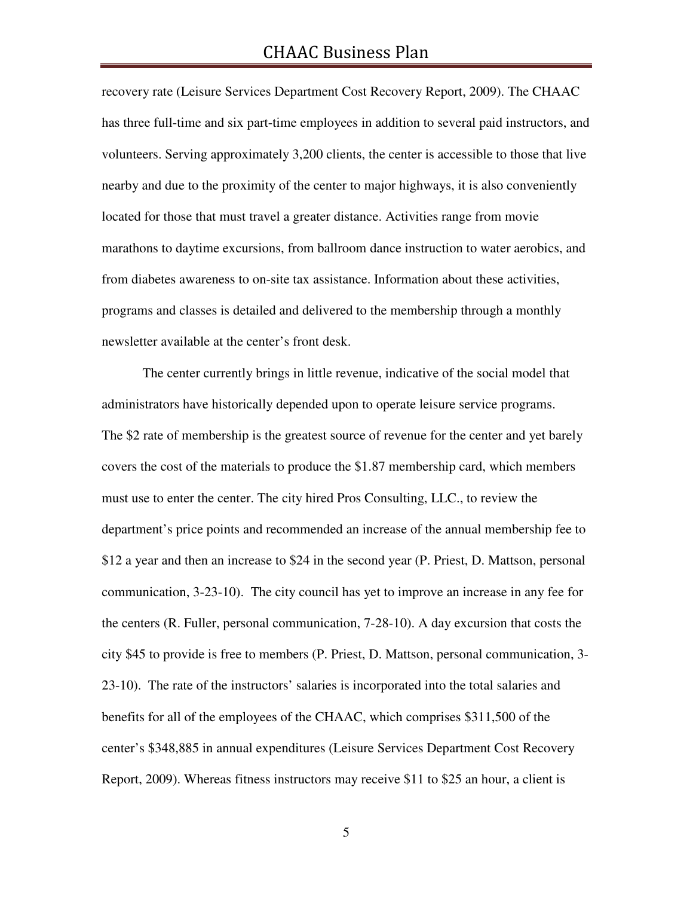recovery rate (Leisure Services Department Cost Recovery Report, 2009). The CHAAC has three full-time and six part-time employees in addition to several paid instructors, and volunteers. Serving approximately 3,200 clients, the center is accessible to those that live nearby and due to the proximity of the center to major highways, it is also conveniently located for those that must travel a greater distance. Activities range from movie marathons to daytime excursions, from ballroom dance instruction to water aerobics, and from diabetes awareness to on-site tax assistance. Information about these activities, programs and classes is detailed and delivered to the membership through a monthly newsletter available at the center's front desk.

The center currently brings in little revenue, indicative of the social model that administrators have historically depended upon to operate leisure service programs. The $2 rate of membership is the greatest source of revenue for the center and yet barely covers the cost of the materials to produce the $1.87 membership card, which members must use to enter the center. The city hired Pros Consulting, LLC., to review the department's price points and recommended an increase of the annual membership fee to $12 a year and then an increase to $24 in the second year (P. Priest, D. Mattson, personal communication, 3-23-10). The city council has yet to improve an increase in any fee for the centers (R. Fuller, personal communication, 7-28-10). A day excursion that costs the city $45 to provide is free to members (P. Priest, D. Mattson, personal communication, 3-23-10). The rate of the instructors' salaries is incorporated into the total salaries and benefits for all of the employees of the CHAAC, which comprises $311,500 of the center's $348,885 in annual expenditures (Leisure Services Department Cost Recovery Report, 2009). Whereas fitness instructors may receive $11 to $25 an hour, a client is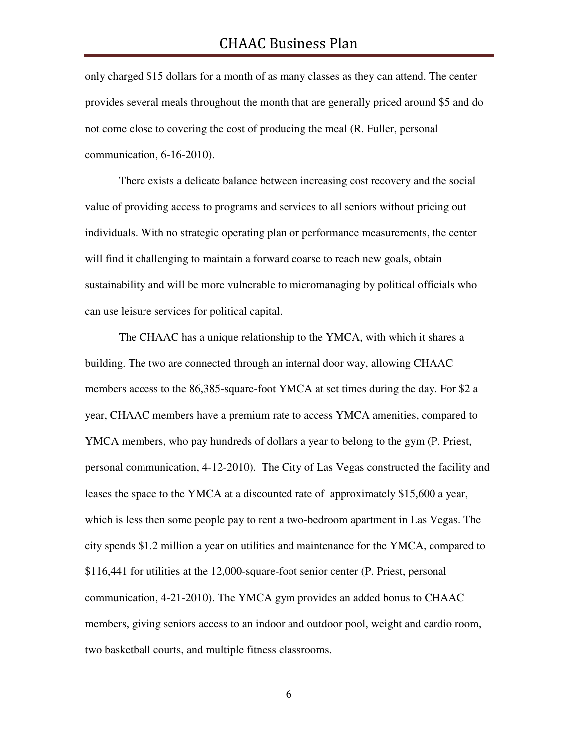only charged $15 dollars for a month of as many classes as they can attend. The center provides several meals throughout the month that are generally priced around $5 and do not come close to covering the cost of producing the meal (R. Fuller, personal communication, 6-16-2010).

There exists a delicate balance between increasing cost recovery and the social value of providing access to programs and services to all seniors without pricing out individuals. With no strategic operating plan or performance measurements, the center will find it challenging to maintain a forward coarse to reach new goals, obtain sustainability and will be more vulnerable to micromanaging by political officials who can use leisure services for political capital.

The CHAAC has a unique relationship to the YMCA, with which it shares a building. The two are connected through an internal door way, allowing CHAAC members access to the 86,385-square-foot YMCA at set times during the day. For $2 a year, CHAAC members have a premium rate to access YMCA amenities, compared to YMCA members, who pay hundreds of dollars a year to belong to the gym (P. Priest, personal communication, 4-12-2010). The City of Las Vegas constructed the facility and leases the space to the YMCA at a discounted rate of approximately $15,600 a year, which is less then some people pay to rent a two-bedroom apartment in Las Vegas. The city spends $1.2 million a year on utilities and maintenance for the YMCA, compared to $116,441 for utilities at the 12,000-square-foot senior center (P. Priest, personal communication, 4-21-2010). The YMCA gym provides an added bonus to CHAAC members, giving seniors access to an indoor and outdoor pool, weight and cardio room, two basketball courts, and multiple fitness classrooms.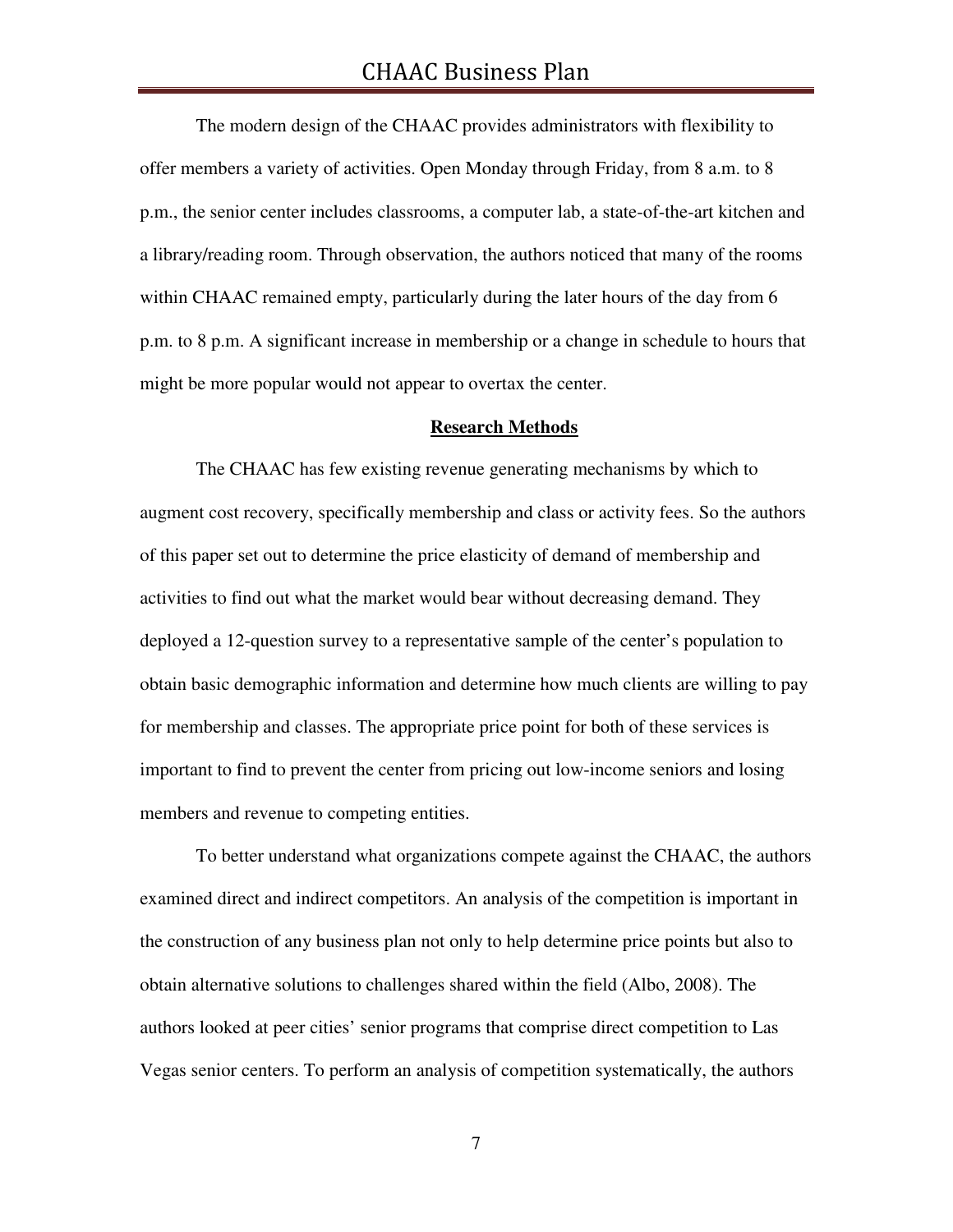The modern design of the CHAAC provides administrators with flexibility to offer members a variety of activities. Open Monday through Friday, from 8 a.m. to 8 p.m., the senior center includes classrooms, a computer lab, a state-of-the-art kitchen and a library/reading room. Through observation, the authors noticed that many of the rooms within CHAAC remained empty, particularly during the later hours of the day from 6 p.m. to 8 p.m. A significant increase in membership or a change in schedule to hours that might be more popular would not appear to overtax the center.

## Research Methods

The CHAAC has few existing revenue generating mechanisms by which to augment cost recovery, specifically membership and class or activity fees. So the authors of this paper set out to determine the price elasticity of demand of membership and activities to find out what the market would bear without decreasing demand. They deployed a 12-question survey to a representative sample of the center's population to obtain basic demographic information and determine how much clients are willing to pay for membership and classes. The appropriate price point for both of these services is important to find to prevent the center from pricing out low-income seniors and losing members and revenue to competing entities.

To better understand what organizations compete against the CHAAC, the authors examined direct and indirect competitors. An analysis of the competition is important in the construction of any business plan not only to help determine price points but also to obtain alternative solutions to challenges shared within the field (Albo, 2008). The authors looked at peer cities' senior programs that comprise direct competition to Las Vegas senior centers. To perform an analysis of competition systematically, the authors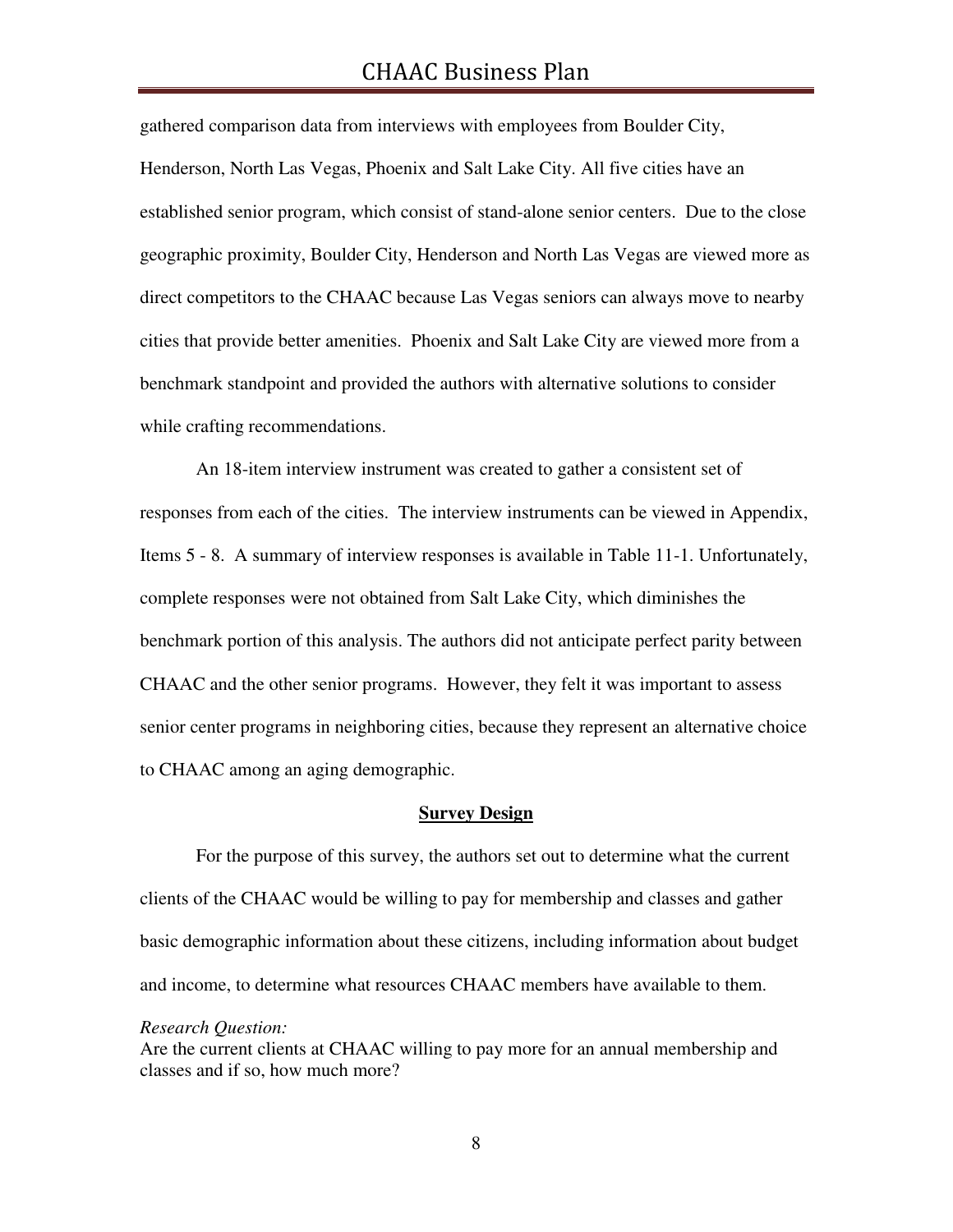gathered comparison data from interviews with employees from Boulder City, Henderson, North Las Vegas, Phoenix and Salt Lake City. All five cities have an established senior program, which consist of stand-alone senior centers. Due to the close geographic proximity, Boulder City, Henderson and North Las Vegas are viewed more as direct competitors to the CHAAC because Las Vegas seniors can always move to nearby cities that provide better amenities. Phoenix and Salt Lake City are viewed more from a benchmark standpoint and provided the authors with alternative solutions to consider while crafting recommendations.

An 18-item interview instrument was created to gather a consistent set of responses from each of the cities. The interview instruments can be viewed in Appendix, Items 5 - 8. A summary of interview responses is available in Table 11-1. Unfortunately, complete responses were not obtained from Salt Lake City, which diminishes the benchmark portion of this analysis. The authors did not anticipate perfect parity between CHAAC and the other senior programs. However, they felt it was important to assess senior center programs in neighboring cities, because they represent an alternative choice to CHAAC among an aging demographic.

## Survey Design

For the purpose of this survey, the authors set out to determine what the current clients of the CHAAC would be willing to pay for membership and classes and gather basic demographic information about these citizens, including information about budget and income, to determine what resources CHAAC members have available to them.

*Research Question:*

Are the current clients at CHAAC willing to pay more for an annual membership and classes and if so, how much more?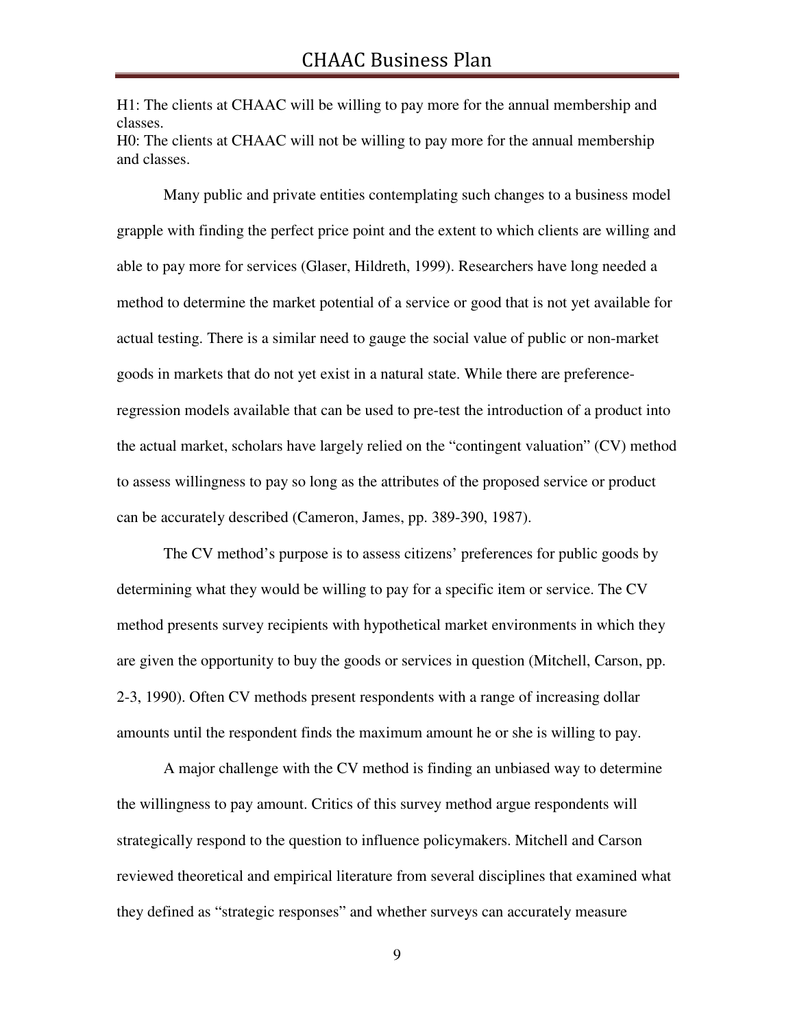H1: The clients at CHAAC will be willing to pay more for the annual membership and classes.
H0: The clients at CHAAC will not be willing to pay more for the annual membership and classes.

Many public and private entities contemplating such changes to a business model grapple with finding the perfect price point and the extent to which clients are willing and able to pay more for services (Glaser, Hildreth, 1999). Researchers have long needed a method to determine the market potential of a service or good that is not yet available for actual testing. There is a similar need to gauge the social value of public or non-market goods in markets that do not yet exist in a natural state. While there are preference-regression models available that can be used to pre-test the introduction of a product into the actual market, scholars have largely relied on the "contingent valuation" (CV) method to assess willingness to pay so long as the attributes of the proposed service or product can be accurately described (Cameron, James, pp. 389-390, 1987).

The CV method's purpose is to assess citizens' preferences for public goods by determining what they would be willing to pay for a specific item or service. The CV method presents survey recipients with hypothetical market environments in which they are given the opportunity to buy the goods or services in question (Mitchell, Carson, pp. 2-3, 1990). Often CV methods present respondents with a range of increasing dollar amounts until the respondent finds the maximum amount he or she is willing to pay.

A major challenge with the CV method is finding an unbiased way to determine the willingness to pay amount. Critics of this survey method argue respondents will strategically respond to the question to influence policymakers. Mitchell and Carson reviewed theoretical and empirical literature from several disciplines that examined what they defined as "strategic responses" and whether surveys can accurately measure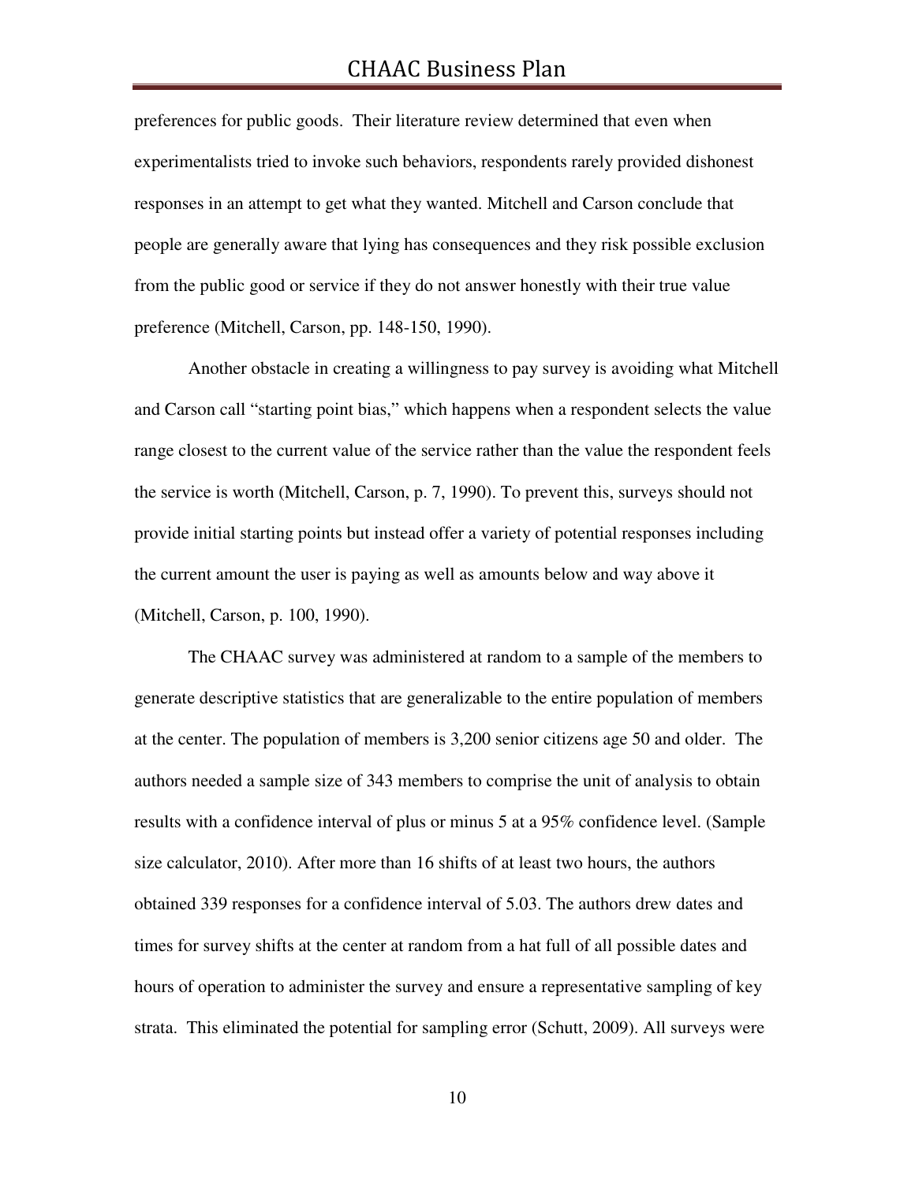preferences for public goods. Their literature review determined that even when experimentalists tried to invoke such behaviors, respondents rarely provided dishonest responses in an attempt to get what they wanted. Mitchell and Carson conclude that people are generally aware that lying has consequences and they risk possible exclusion from the public good or service if they do not answer honestly with their true value preference (Mitchell, Carson, pp. 148-150, 1990).

Another obstacle in creating a willingness to pay survey is avoiding what Mitchell and Carson call "starting point bias," which happens when a respondent selects the value range closest to the current value of the service rather than the value the respondent feels the service is worth (Mitchell, Carson, p. 7, 1990). To prevent this, surveys should not provide initial starting points but instead offer a variety of potential responses including the current amount the user is paying as well as amounts below and way above it (Mitchell, Carson, p. 100, 1990).

The CHAAC survey was administered at random to a sample of the members to generate descriptive statistics that are generalizable to the entire population of members at the center. The population of members is 3,200 senior citizens age 50 and older. The authors needed a sample size of 343 members to comprise the unit of analysis to obtain results with a confidence interval of plus or minus 5 at a 95% confidence level. (Sample size calculator, 2010). After more than 16 shifts of at least two hours, the authors obtained 339 responses for a confidence interval of 5.03. The authors drew dates and times for survey shifts at the center at random from a hat full of all possible dates and hours of operation to administer the survey and ensure a representative sampling of key strata. This eliminated the potential for sampling error (Schutt, 2009). All surveys were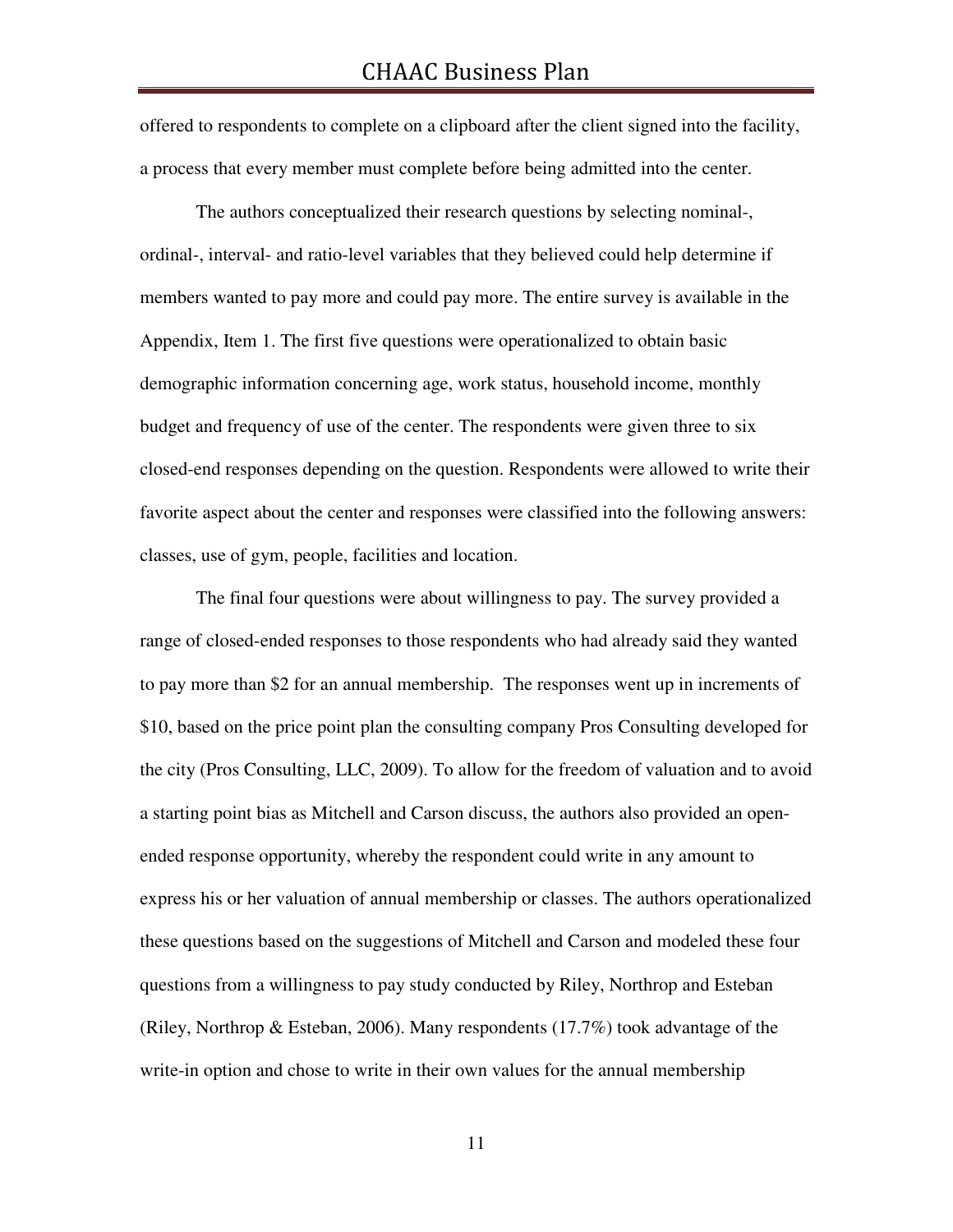offered to respondents to complete on a clipboard after the client signed into the facility, a process that every member must complete before being admitted into the center.

The authors conceptualized their research questions by selecting nominal-, ordinal-, interval- and ratio-level variables that they believed could help determine if members wanted to pay more and could pay more. The entire survey is available in the Appendix, Item 1. The first five questions were operationalized to obtain basic demographic information concerning age, work status, household income, monthly budget and frequency of use of the center. The respondents were given three to six closed-end responses depending on the question. Respondents were allowed to write their favorite aspect about the center and responses were classified into the following answers: classes, use of gym, people, facilities and location.

The final four questions were about willingness to pay. The survey provided a range of closed-ended responses to those respondents who had already said they wanted to pay more than $2 for an annual membership. The responses went up in increments of $10, based on the price point plan the consulting company Pros Consulting developed for the city (Pros Consulting, LLC, 2009). To allow for the freedom of valuation and to avoid a starting point bias as Mitchell and Carson discuss, the authors also provided an open-ended response opportunity, whereby the respondent could write in any amount to express his or her valuation of annual membership or classes. The authors operationalized these questions based on the suggestions of Mitchell and Carson and modeled these four questions from a willingness to pay study conducted by Riley, Northrop and Esteban (Riley, Northrop & Esteban, 2006). Many respondents (17.7%) took advantage of the write-in option and chose to write in their own values for the annual membership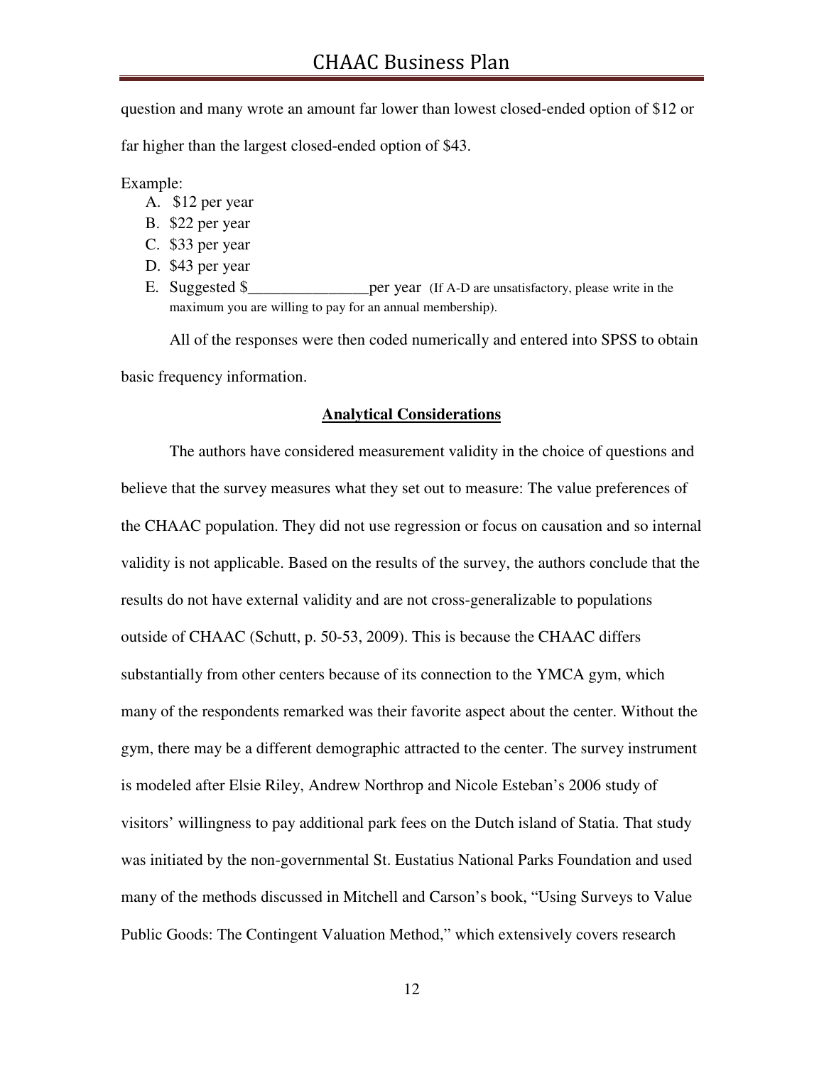question and many wrote an amount far lower than lowest closed-ended option of $12 or far higher than the largest closed-ended option of $43.

Example:

A. $12 per year
B. $22 per year
C. $33 per year
D. $43 per year
E. Suggested $_______________per year (If A-D are unsatisfactory, please write in the maximum you are willing to pay for an annual membership).

All of the responses were then coded numerically and entered into SPSS to obtain basic frequency information.

**Analytical Considerations**

The authors have considered measurement validity in the choice of questions and believe that the survey measures what they set out to measure: The value preferences of the CHAAC population. They did not use regression or focus on causation and so internal validity is not applicable. Based on the results of the survey, the authors conclude that the results do not have external validity and are not cross-generalizable to populations outside of CHAAC (Schutt, p. 50-53, 2009). This is because the CHAAC differs substantially from other centers because of its connection to the YMCA gym, which many of the respondents remarked was their favorite aspect about the center. Without the gym, there may be a different demographic attracted to the center. The survey instrument is modeled after Elsie Riley, Andrew Northrop and Nicole Esteban's 2006 study of visitors' willingness to pay additional park fees on the Dutch island of Statia. That study was initiated by the non-governmental St. Eustatius National Parks Foundation and used many of the methods discussed in Mitchell and Carson's book, "Using Surveys to Value Public Goods: The Contingent Valuation Method," which extensively covers research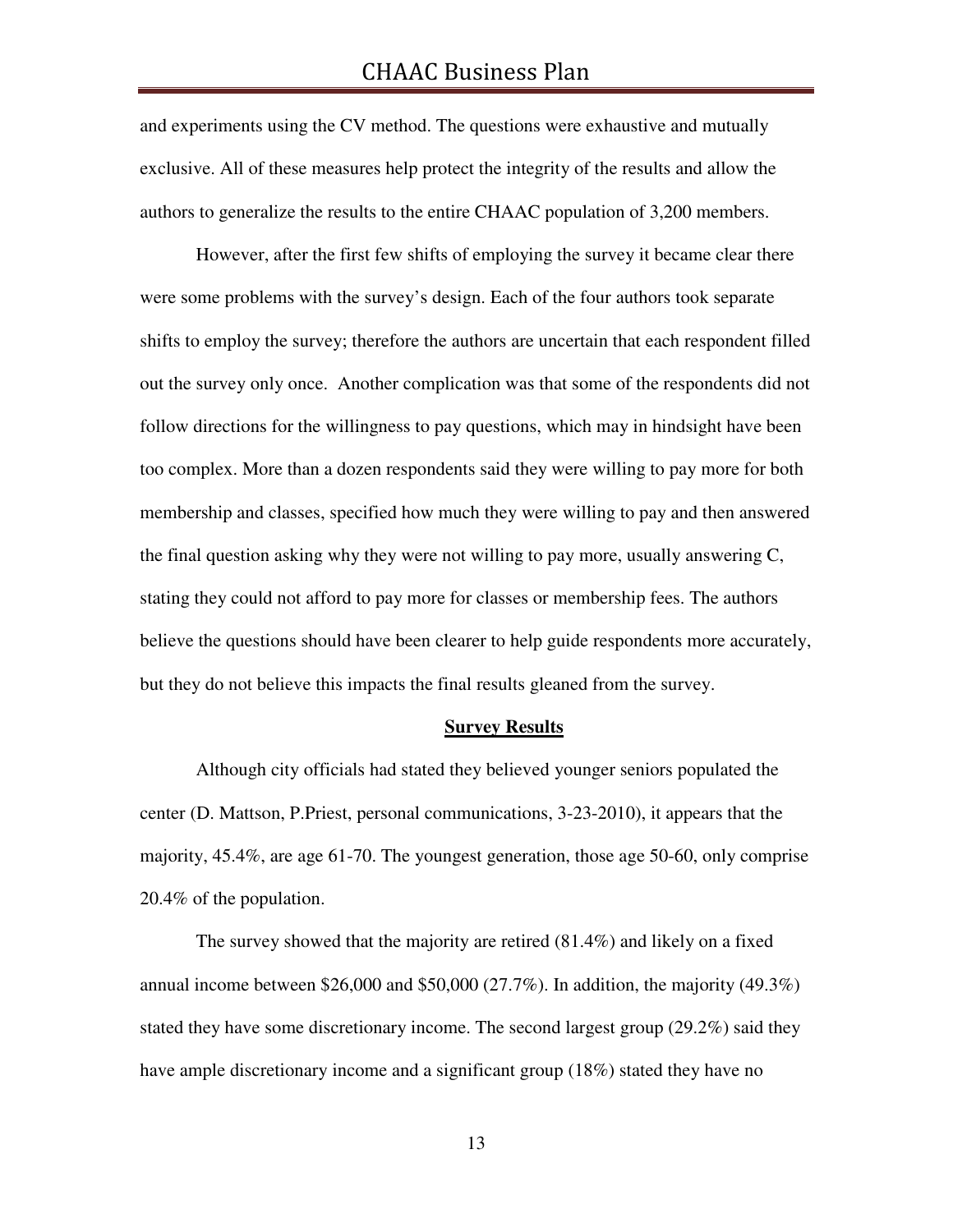and experiments using the CV method. The questions were exhaustive and mutually exclusive. All of these measures help protect the integrity of the results and allow the authors to generalize the results to the entire CHAAC population of 3,200 members.

However, after the first few shifts of employing the survey it became clear there were some problems with the survey's design. Each of the four authors took separate shifts to employ the survey; therefore the authors are uncertain that each respondent filled out the survey only once. Another complication was that some of the respondents did not follow directions for the willingness to pay questions, which may in hindsight have been too complex. More than a dozen respondents said they were willing to pay more for both membership and classes, specified how much they were willing to pay and then answered the final question asking why they were not willing to pay more, usually answering C, stating they could not afford to pay more for classes or membership fees. The authors believe the questions should have been clearer to help guide respondents more accurately, but they do not believe this impacts the final results gleaned from the survey.

## Survey Results

Although city officials had stated they believed younger seniors populated the center (D. Mattson, P.Priest, personal communications, 3-23-2010), it appears that the majority, 45.4%, are age 61-70. The youngest generation, those age 50-60, only comprise 20.4% of the population.

The survey showed that the majority are retired (81.4%) and likely on a fixed annual income between $26,000 and $50,000 (27.7%). In addition, the majority (49.3%) stated they have some discretionary income. The second largest group (29.2%) said they have ample discretionary income and a significant group (18%) stated they have no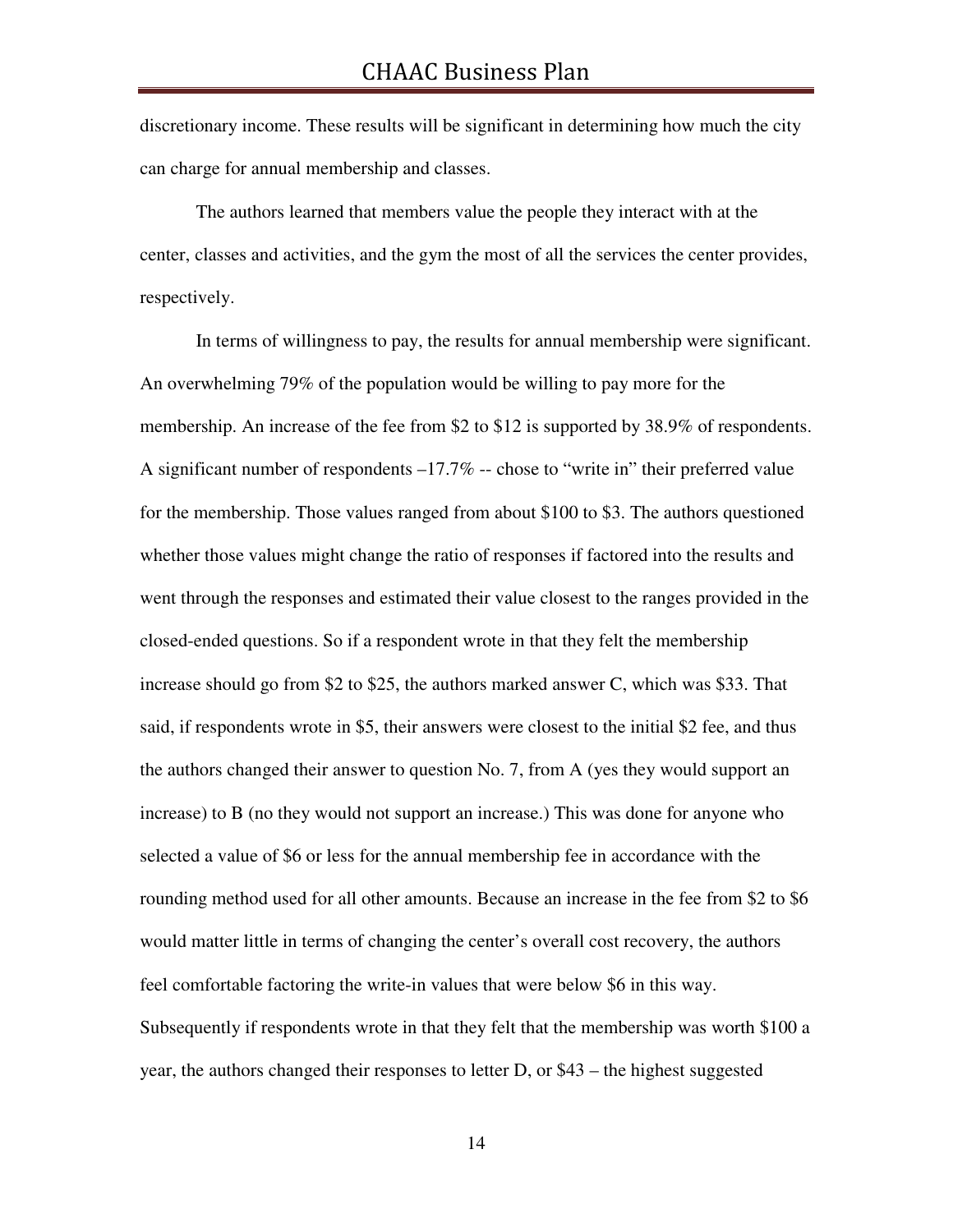discretionary income. These results will be significant in determining how much the city can charge for annual membership and classes.

The authors learned that members value the people they interact with at the center, classes and activities, and the gym the most of all the services the center provides, respectively.

In terms of willingness to pay, the results for annual membership were significant. An overwhelming 79% of the population would be willing to pay more for the membership. An increase of the fee from $2 to $12 is supported by 38.9% of respondents. A significant number of respondents –17.7% -- chose to "write in" their preferred value for the membership. Those values ranged from about $100 to $3. The authors questioned whether those values might change the ratio of responses if factored into the results and went through the responses and estimated their value closest to the ranges provided in the closed-ended questions. So if a respondent wrote in that they felt the membership increase should go from $2 to $25, the authors marked answer C, which was $33. That said, if respondents wrote in $5, their answers were closest to the initial $2 fee, and thus the authors changed their answer to question No. 7, from A (yes they would support an increase) to B (no they would not support an increase.) This was done for anyone who selected a value of $6 or less for the annual membership fee in accordance with the rounding method used for all other amounts. Because an increase in the fee from $2 to $6 would matter little in terms of changing the center's overall cost recovery, the authors feel comfortable factoring the write-in values that were below $6 in this way. Subsequently if respondents wrote in that they felt that the membership was worth $100 a year, the authors changed their responses to letter D, or $43 – the highest suggested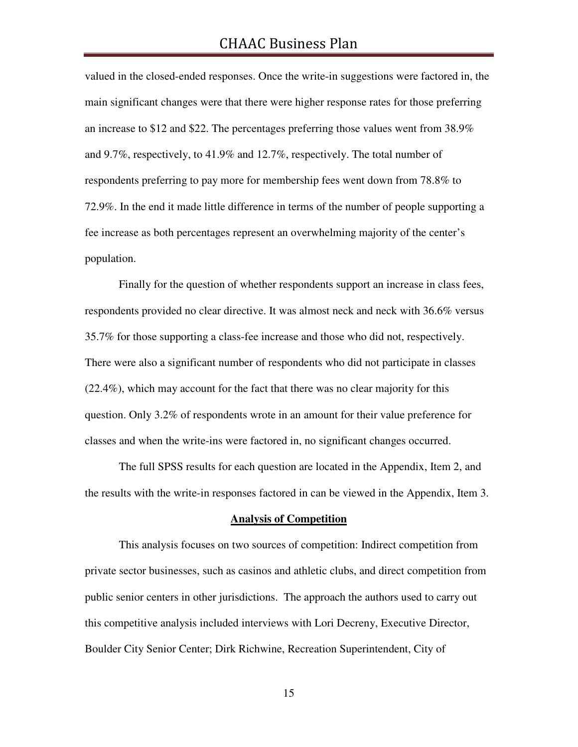valued in the closed-ended responses. Once the write-in suggestions were factored in, the main significant changes were that there were higher response rates for those preferring an increase to $12 and $22. The percentages preferring those values went from 38.9% and 9.7%, respectively, to 41.9% and 12.7%, respectively. The total number of respondents preferring to pay more for membership fees went down from 78.8% to 72.9%. In the end it made little difference in terms of the number of people supporting a fee increase as both percentages represent an overwhelming majority of the center's population.

Finally for the question of whether respondents support an increase in class fees, respondents provided no clear directive. It was almost neck and neck with 36.6% versus 35.7% for those supporting a class-fee increase and those who did not, respectively. There were also a significant number of respondents who did not participate in classes (22.4%), which may account for the fact that there was no clear majority for this question. Only 3.2% of respondents wrote in an amount for their value preference for classes and when the write-ins were factored in, no significant changes occurred.

The full SPSS results for each question are located in the Appendix, Item 2, and the results with the write-in responses factored in can be viewed in the Appendix, Item 3.

## Analysis of Competition

This analysis focuses on two sources of competition: Indirect competition from private sector businesses, such as casinos and athletic clubs, and direct competition from public senior centers in other jurisdictions. The approach the authors used to carry out this competitive analysis included interviews with Lori Decreny, Executive Director, Boulder City Senior Center; Dirk Richwine, Recreation Superintendent, City of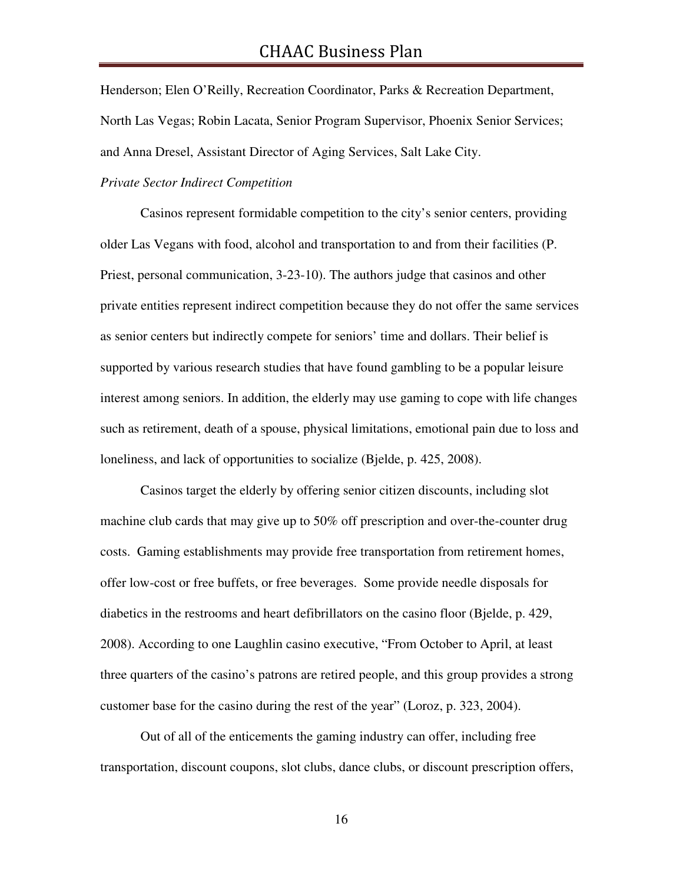Henderson; Elen O'Reilly, Recreation Coordinator, Parks & Recreation Department, North Las Vegas; Robin Lacata, Senior Program Supervisor, Phoenix Senior Services; and Anna Dresel, Assistant Director of Aging Services, Salt Lake City.

*Private Sector Indirect Competition*

Casinos represent formidable competition to the city's senior centers, providing older Las Vegans with food, alcohol and transportation to and from their facilities (P. Priest, personal communication, 3-23-10). The authors judge that casinos and other private entities represent indirect competition because they do not offer the same services as senior centers but indirectly compete for seniors' time and dollars. Their belief is supported by various research studies that have found gambling to be a popular leisure interest among seniors. In addition, the elderly may use gaming to cope with life changes such as retirement, death of a spouse, physical limitations, emotional pain due to loss and loneliness, and lack of opportunities to socialize (Bjelde, p. 425, 2008).

Casinos target the elderly by offering senior citizen discounts, including slot machine club cards that may give up to 50% off prescription and over-the-counter drug costs. Gaming establishments may provide free transportation from retirement homes, offer low-cost or free buffets, or free beverages. Some provide needle disposals for diabetics in the restrooms and heart defibrillators on the casino floor (Bjelde, p. 429, 2008). According to one Laughlin casino executive, "From October to April, at least three quarters of the casino's patrons are retired people, and this group provides a strong customer base for the casino during the rest of the year" (Loroz, p. 323, 2004).

Out of all of the enticements the gaming industry can offer, including free transportation, discount coupons, slot clubs, dance clubs, or discount prescription offers,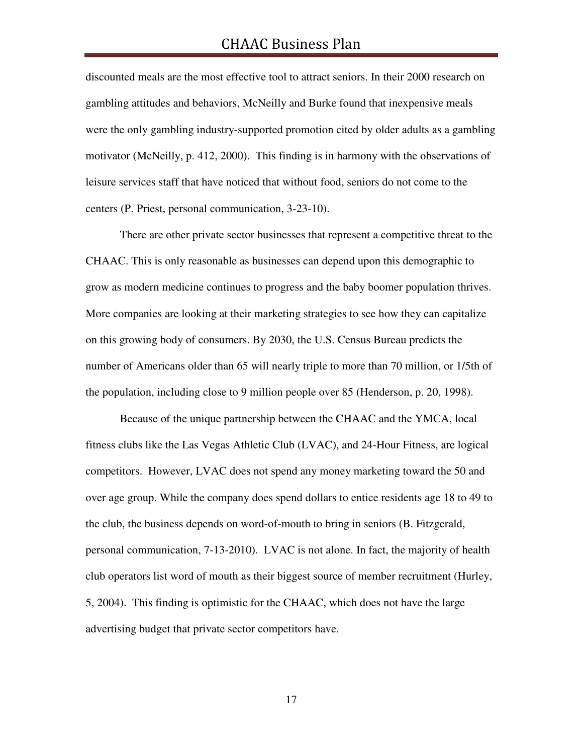discounted meals are the most effective tool to attract seniors. In their 2000 research on gambling attitudes and behaviors, McNeilly and Burke found that inexpensive meals were the only gambling industry-supported promotion cited by older adults as a gambling motivator (McNeilly, p. 412, 2000). This finding is in harmony with the observations of leisure services staff that have noticed that without food, seniors do not come to the centers (P. Priest, personal communication, 3-23-10).

There are other private sector businesses that represent a competitive threat to the CHAAC. This is only reasonable as businesses can depend upon this demographic to grow as modern medicine continues to progress and the baby boomer population thrives. More companies are looking at their marketing strategies to see how they can capitalize on this growing body of consumers. By 2030, the U.S. Census Bureau predicts the number of Americans older than 65 will nearly triple to more than 70 million, or 1/5th of the population, including close to 9 million people over 85 (Henderson, p. 20, 1998).

Because of the unique partnership between the CHAAC and the YMCA, local fitness clubs like the Las Vegas Athletic Club (LVAC), and 24-Hour Fitness, are logical competitors. However, LVAC does not spend any money marketing toward the 50 and over age group. While the company does spend dollars to entice residents age 18 to 49 to the club, the business depends on word-of-mouth to bring in seniors (B. Fitzgerald, personal communication, 7-13-2010). LVAC is not alone. In fact, the majority of health club operators list word of mouth as their biggest source of member recruitment (Hurley, 5, 2004). This finding is optimistic for the CHAAC, which does not have the large advertising budget that private sector competitors have.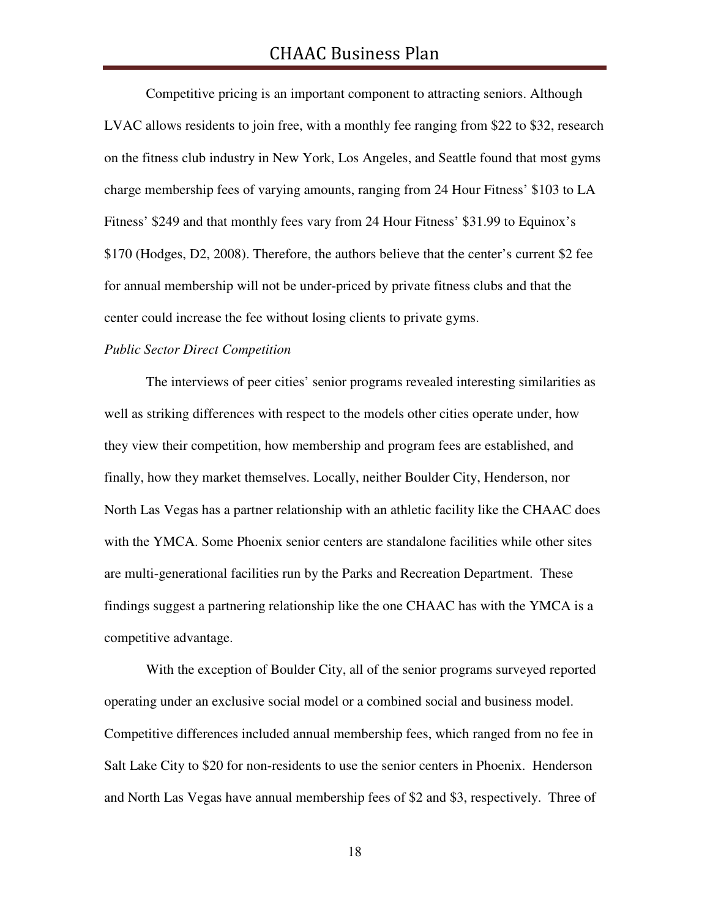Competitive pricing is an important component to attracting seniors. Although LVAC allows residents to join free, with a monthly fee ranging from $22 to $32, research on the fitness club industry in New York, Los Angeles, and Seattle found that most gyms charge membership fees of varying amounts, ranging from 24 Hour Fitness' $103 to LA Fitness' $249 and that monthly fees vary from 24 Hour Fitness' $31.99 to Equinox's $170 (Hodges, D2, 2008). Therefore, the authors believe that the center's current $2 fee for annual membership will not be under-priced by private fitness clubs and that the center could increase the fee without losing clients to private gyms.

*Public Sector Direct Competition*

The interviews of peer cities' senior programs revealed interesting similarities as well as striking differences with respect to the models other cities operate under, how they view their competition, how membership and program fees are established, and finally, how they market themselves. Locally, neither Boulder City, Henderson, nor North Las Vegas has a partner relationship with an athletic facility like the CHAAC does with the YMCA. Some Phoenix senior centers are standalone facilities while other sites are multi-generational facilities run by the Parks and Recreation Department. These findings suggest a partnering relationship like the one CHAAC has with the YMCA is a competitive advantage.

With the exception of Boulder City, all of the senior programs surveyed reported operating under an exclusive social model or a combined social and business model. Competitive differences included annual membership fees, which ranged from no fee in Salt Lake City to $20 for non-residents to use the senior centers in Phoenix. Henderson and North Las Vegas have annual membership fees of $2 and $3, respectively. Three of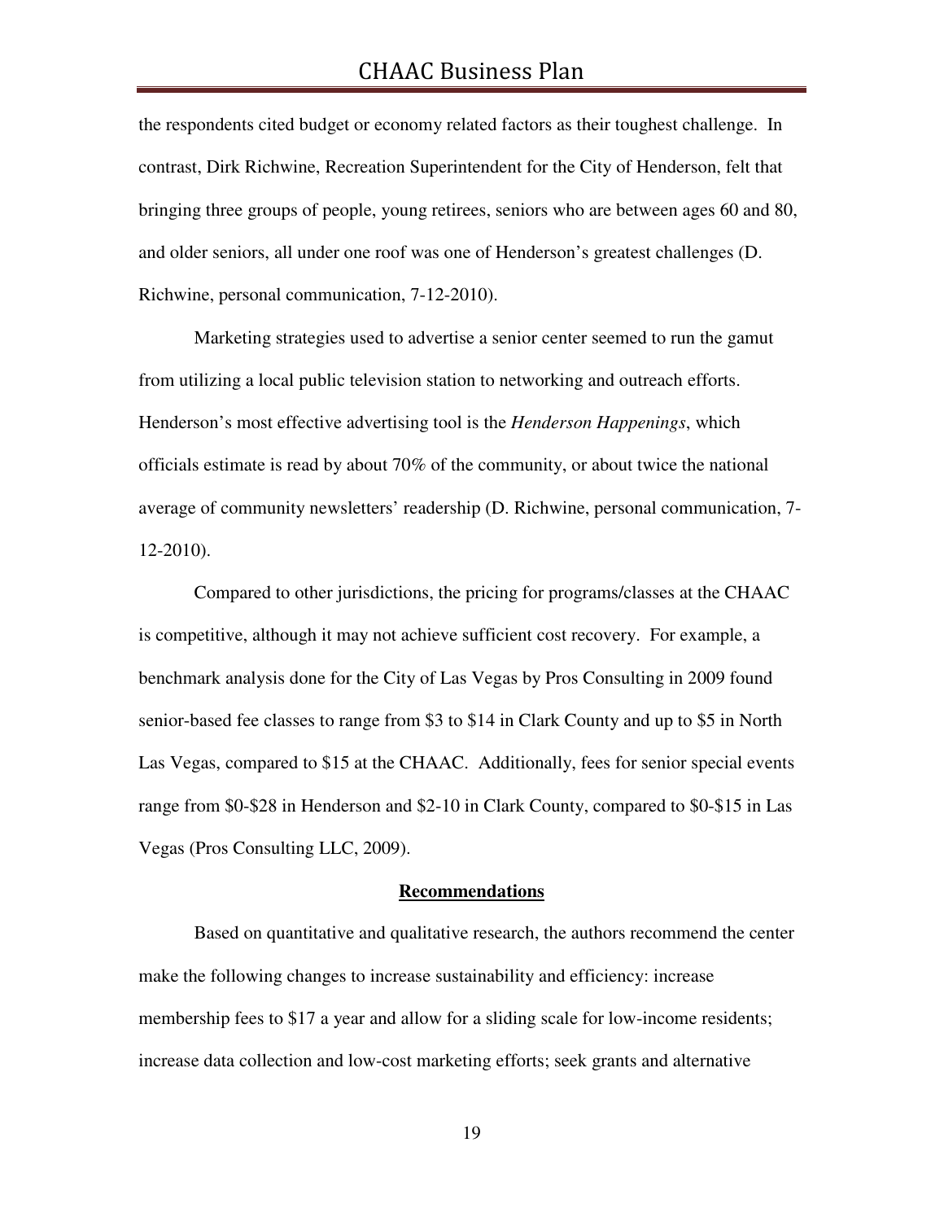the respondents cited budget or economy related factors as their toughest challenge. In contrast, Dirk Richwine, Recreation Superintendent for the City of Henderson, felt that bringing three groups of people, young retirees, seniors who are between ages 60 and 80, and older seniors, all under one roof was one of Henderson's greatest challenges (D. Richwine, personal communication, 7-12-2010).

Marketing strategies used to advertise a senior center seemed to run the gamut from utilizing a local public television station to networking and outreach efforts. Henderson's most effective advertising tool is the *Henderson Happenings*, which officials estimate is read by about 70% of the community, or about twice the national average of community newsletters' readership (D. Richwine, personal communication, 7-12-2010).

Compared to other jurisdictions, the pricing for programs/classes at the CHAAC is competitive, although it may not achieve sufficient cost recovery. For example, a benchmark analysis done for the City of Las Vegas by Pros Consulting in 2009 found senior-based fee classes to range from $3 to $14 in Clark County and up to $5 in North Las Vegas, compared to $15 at the CHAAC. Additionally, fees for senior special events range from $0-$28 in Henderson and $2-10 in Clark County, compared to $0-$15 in Las Vegas (Pros Consulting LLC, 2009).

## Recommendations

Based on quantitative and qualitative research, the authors recommend the center make the following changes to increase sustainability and efficiency: increase membership fees to $17 a year and allow for a sliding scale for low-income residents; increase data collection and low-cost marketing efforts; seek grants and alternative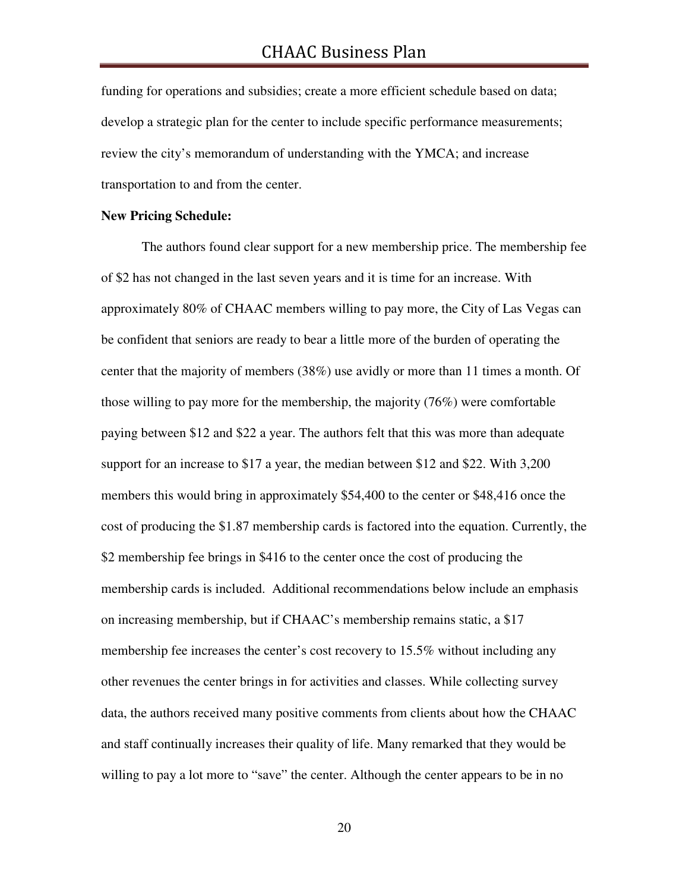funding for operations and subsidies; create a more efficient schedule based on data; develop a strategic plan for the center to include specific performance measurements; review the city's memorandum of understanding with the YMCA; and increase transportation to and from the center.

**New Pricing Schedule:**

The authors found clear support for a new membership price. The membership fee of $2 has not changed in the last seven years and it is time for an increase. With approximately 80% of CHAAC members willing to pay more, the City of Las Vegas can be confident that seniors are ready to bear a little more of the burden of operating the center that the majority of members (38%) use avidly or more than 11 times a month. Of those willing to pay more for the membership, the majority (76%) were comfortable paying between $12 and $22 a year. The authors felt that this was more than adequate support for an increase to $17 a year, the median between $12 and $22. With 3,200 members this would bring in approximately $54,400 to the center or $48,416 once the cost of producing the $1.87 membership cards is factored into the equation. Currently, the $2 membership fee brings in $416 to the center once the cost of producing the membership cards is included. Additional recommendations below include an emphasis on increasing membership, but if CHAAC's membership remains static, a $17 membership fee increases the center's cost recovery to 15.5% without including any other revenues the center brings in for activities and classes. While collecting survey data, the authors received many positive comments from clients about how the CHAAC and staff continually increases their quality of life. Many remarked that they would be willing to pay a lot more to "save" the center. Although the center appears to be in no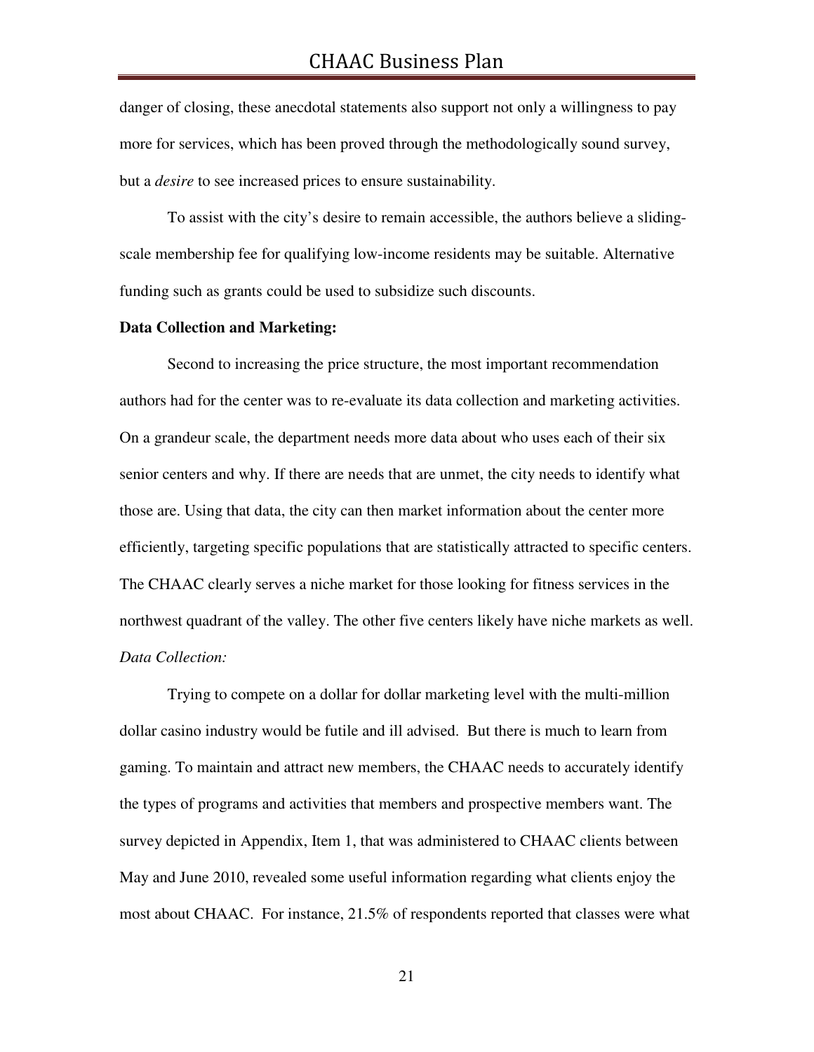danger of closing, these anecdotal statements also support not only a willingness to pay more for services, which has been proved through the methodologically sound survey, but a *desire* to see increased prices to ensure sustainability.

To assist with the city's desire to remain accessible, the authors believe a sliding-scale membership fee for qualifying low-income residents may be suitable. Alternative funding such as grants could be used to subsidize such discounts.

**Data Collection and Marketing:**

Second to increasing the price structure, the most important recommendation authors had for the center was to re-evaluate its data collection and marketing activities. On a grandeur scale, the department needs more data about who uses each of their six senior centers and why. If there are needs that are unmet, the city needs to identify what those are. Using that data, the city can then market information about the center more efficiently, targeting specific populations that are statistically attracted to specific centers. The CHAAC clearly serves a niche market for those looking for fitness services in the northwest quadrant of the valley. The other five centers likely have niche markets as well.

*Data Collection:*

Trying to compete on a dollar for dollar marketing level with the multi-million dollar casino industry would be futile and ill advised. But there is much to learn from gaming. To maintain and attract new members, the CHAAC needs to accurately identify the types of programs and activities that members and prospective members want. The survey depicted in Appendix, Item 1, that was administered to CHAAC clients between May and June 2010, revealed some useful information regarding what clients enjoy the most about CHAAC. For instance, 21.5% of respondents reported that classes were what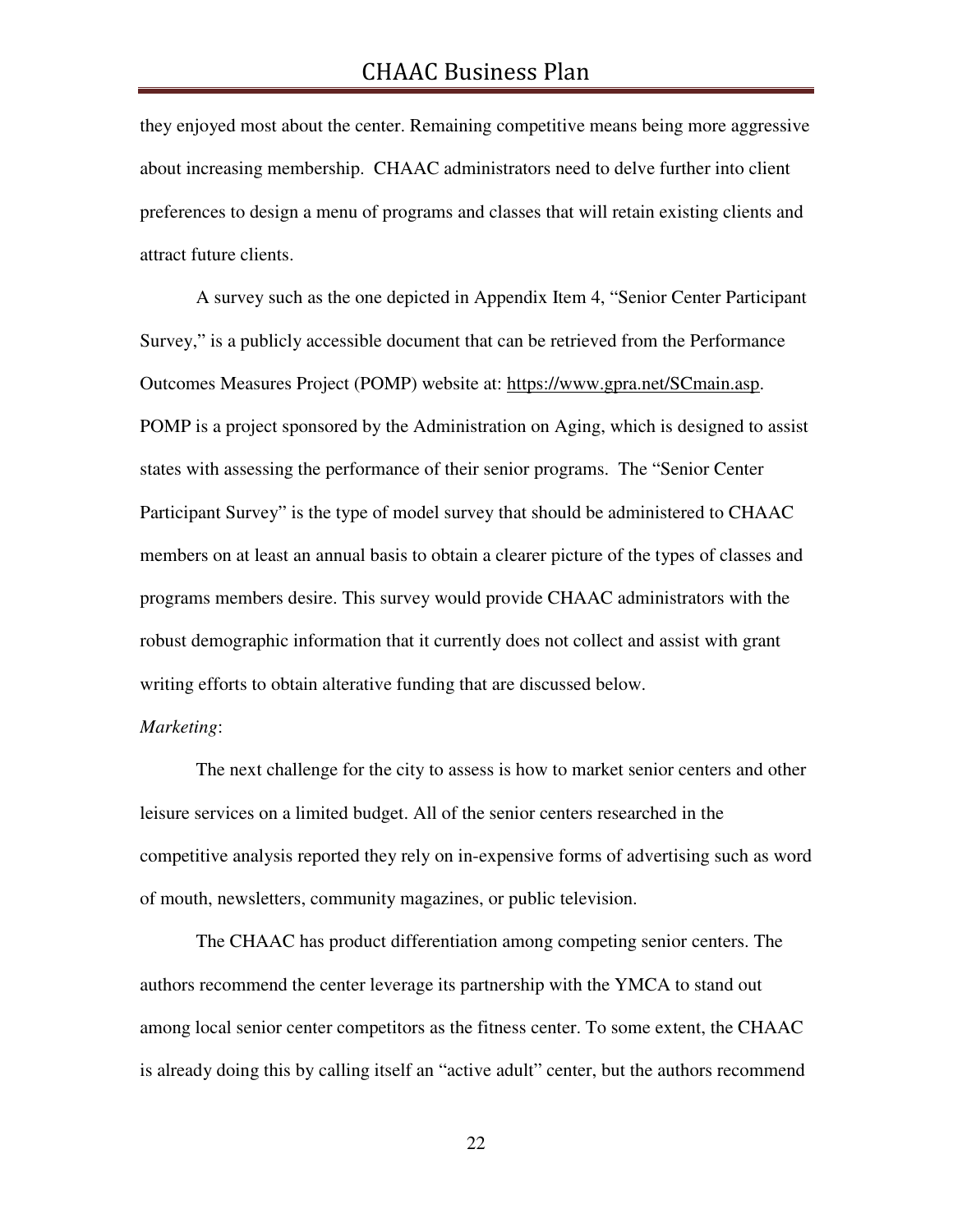they enjoyed most about the center. Remaining competitive means being more aggressive about increasing membership. CHAAC administrators need to delve further into client preferences to design a menu of programs and classes that will retain existing clients and attract future clients.

A survey such as the one depicted in Appendix Item 4, "Senior Center Participant Survey," is a publicly accessible document that can be retrieved from the Performance Outcomes Measures Project (POMP) website at: https://www.gpra.net/SCmain.asp. POMP is a project sponsored by the Administration on Aging, which is designed to assist states with assessing the performance of their senior programs. The "Senior Center Participant Survey" is the type of model survey that should be administered to CHAAC members on at least an annual basis to obtain a clearer picture of the types of classes and programs members desire. This survey would provide CHAAC administrators with the robust demographic information that it currently does not collect and assist with grant writing efforts to obtain alterative funding that are discussed below.

*Marketing*:

The next challenge for the city to assess is how to market senior centers and other leisure services on a limited budget. All of the senior centers researched in the competitive analysis reported they rely on in-expensive forms of advertising such as word of mouth, newsletters, community magazines, or public television.

The CHAAC has product differentiation among competing senior centers. The authors recommend the center leverage its partnership with the YMCA to stand out among local senior center competitors as the fitness center. To some extent, the CHAAC is already doing this by calling itself an "active adult" center, but the authors recommend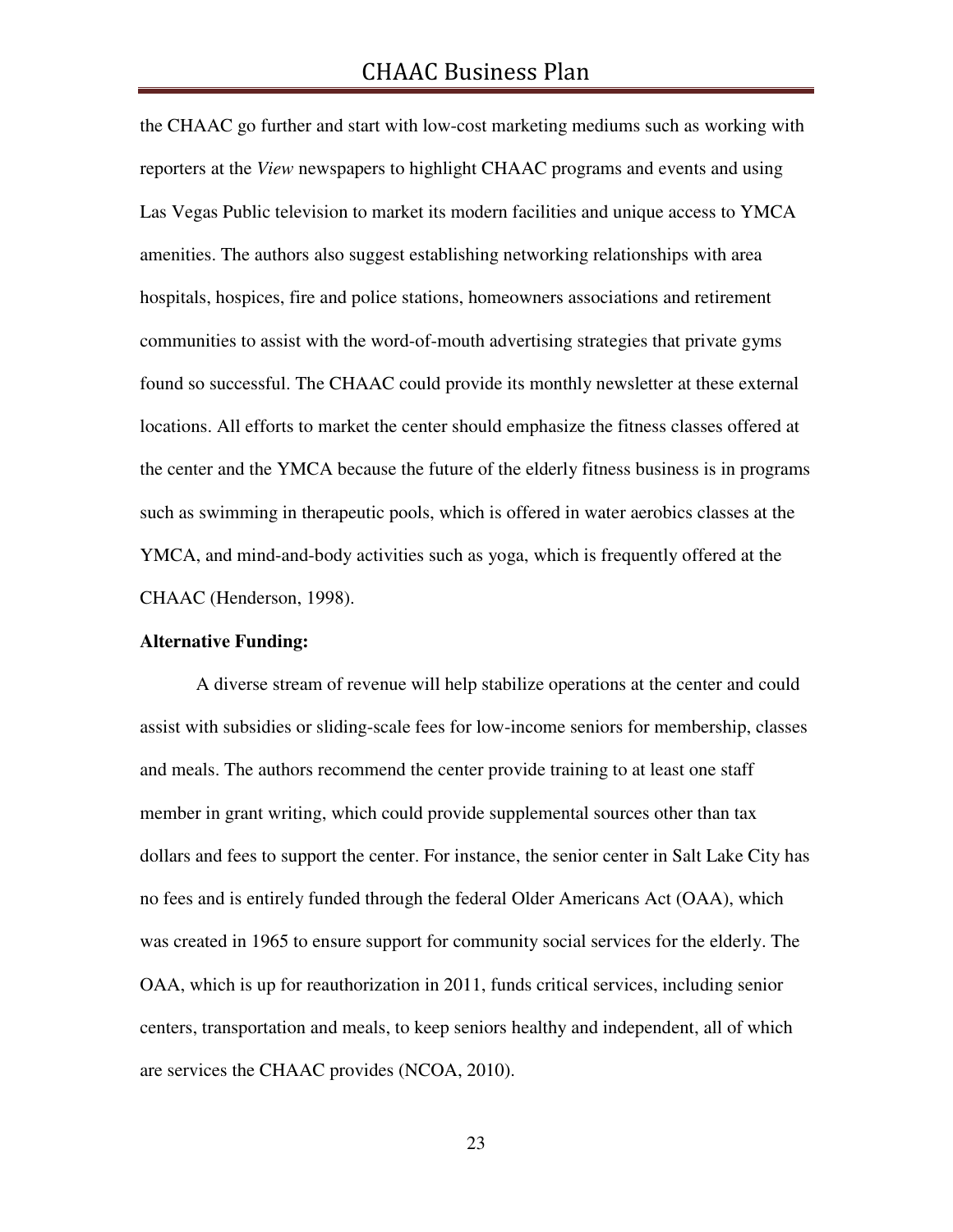the CHAAC go further and start with low-cost marketing mediums such as working with reporters at the *View* newspapers to highlight CHAAC programs and events and using Las Vegas Public television to market its modern facilities and unique access to YMCA amenities. The authors also suggest establishing networking relationships with area hospitals, hospices, fire and police stations, homeowners associations and retirement communities to assist with the word-of-mouth advertising strategies that private gyms found so successful. The CHAAC could provide its monthly newsletter at these external locations. All efforts to market the center should emphasize the fitness classes offered at the center and the YMCA because the future of the elderly fitness business is in programs such as swimming in therapeutic pools, which is offered in water aerobics classes at the YMCA, and mind-and-body activities such as yoga, which is frequently offered at the CHAAC (Henderson, 1998).

**Alternative Funding:**

A diverse stream of revenue will help stabilize operations at the center and could assist with subsidies or sliding-scale fees for low-income seniors for membership, classes and meals. The authors recommend the center provide training to at least one staff member in grant writing, which could provide supplemental sources other than tax dollars and fees to support the center. For instance, the senior center in Salt Lake City has no fees and is entirely funded through the federal Older Americans Act (OAA), which was created in 1965 to ensure support for community social services for the elderly. The OAA, which is up for reauthorization in 2011, funds critical services, including senior centers, transportation and meals, to keep seniors healthy and independent, all of which are services the CHAAC provides (NCOA, 2010).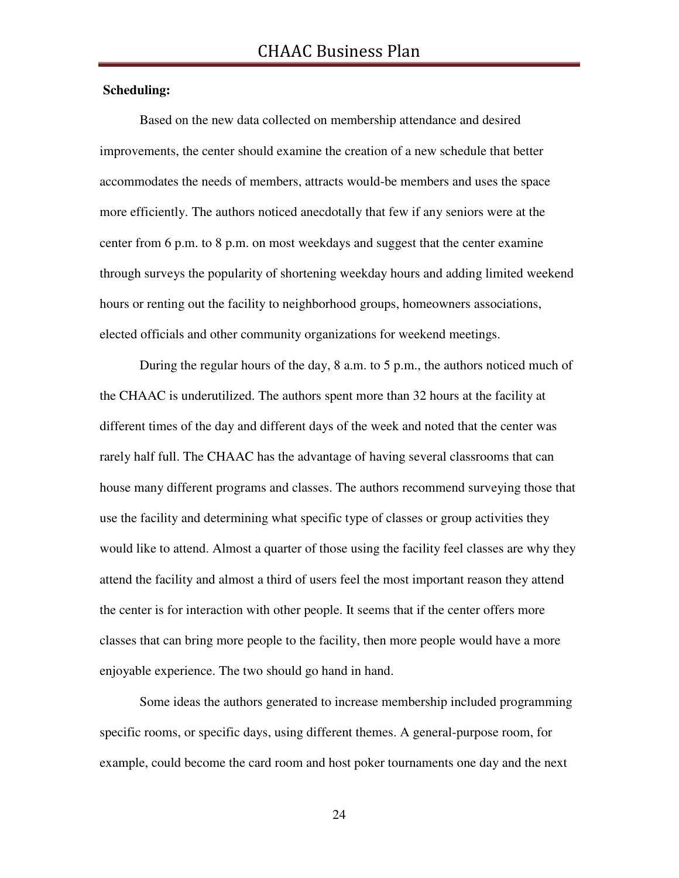**Scheduling:**

Based on the new data collected on membership attendance and desired improvements, the center should examine the creation of a new schedule that better accommodates the needs of members, attracts would-be members and uses the space more efficiently. The authors noticed anecdotally that few if any seniors were at the center from 6 p.m. to 8 p.m. on most weekdays and suggest that the center examine through surveys the popularity of shortening weekday hours and adding limited weekend hours or renting out the facility to neighborhood groups, homeowners associations, elected officials and other community organizations for weekend meetings.

During the regular hours of the day, 8 a.m. to 5 p.m., the authors noticed much of the CHAAC is underutilized. The authors spent more than 32 hours at the facility at different times of the day and different days of the week and noted that the center was rarely half full. The CHAAC has the advantage of having several classrooms that can house many different programs and classes. The authors recommend surveying those that use the facility and determining what specific type of classes or group activities they would like to attend. Almost a quarter of those using the facility feel classes are why they attend the facility and almost a third of users feel the most important reason they attend the center is for interaction with other people. It seems that if the center offers more classes that can bring more people to the facility, then more people would have a more enjoyable experience. The two should go hand in hand.

Some ideas the authors generated to increase membership included programming specific rooms, or specific days, using different themes. A general-purpose room, for example, could become the card room and host poker tournaments one day and the next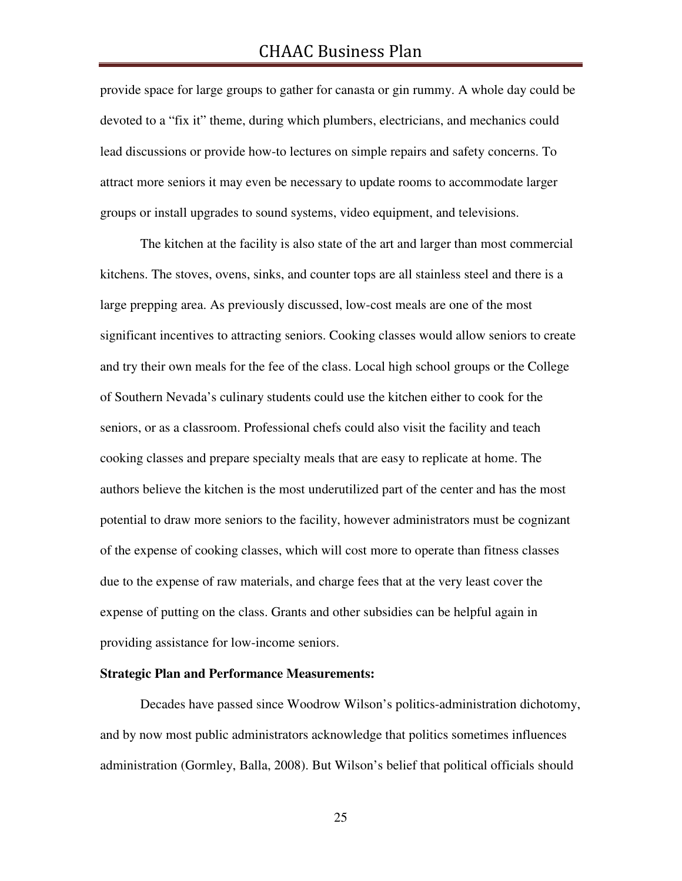provide space for large groups to gather for canasta or gin rummy. A whole day could be devoted to a "fix it" theme, during which plumbers, electricians, and mechanics could lead discussions or provide how-to lectures on simple repairs and safety concerns. To attract more seniors it may even be necessary to update rooms to accommodate larger groups or install upgrades to sound systems, video equipment, and televisions.

The kitchen at the facility is also state of the art and larger than most commercial kitchens. The stoves, ovens, sinks, and counter tops are all stainless steel and there is a large prepping area. As previously discussed, low-cost meals are one of the most significant incentives to attracting seniors. Cooking classes would allow seniors to create and try their own meals for the fee of the class. Local high school groups or the College of Southern Nevada's culinary students could use the kitchen either to cook for the seniors, or as a classroom. Professional chefs could also visit the facility and teach cooking classes and prepare specialty meals that are easy to replicate at home. The authors believe the kitchen is the most underutilized part of the center and has the most potential to draw more seniors to the facility, however administrators must be cognizant of the expense of cooking classes, which will cost more to operate than fitness classes due to the expense of raw materials, and charge fees that at the very least cover the expense of putting on the class. Grants and other subsidies can be helpful again in providing assistance for low-income seniors.

**Strategic Plan and Performance Measurements:**

Decades have passed since Woodrow Wilson's politics-administration dichotomy, and by now most public administrators acknowledge that politics sometimes influences administration (Gormley, Balla, 2008). But Wilson's belief that political officials should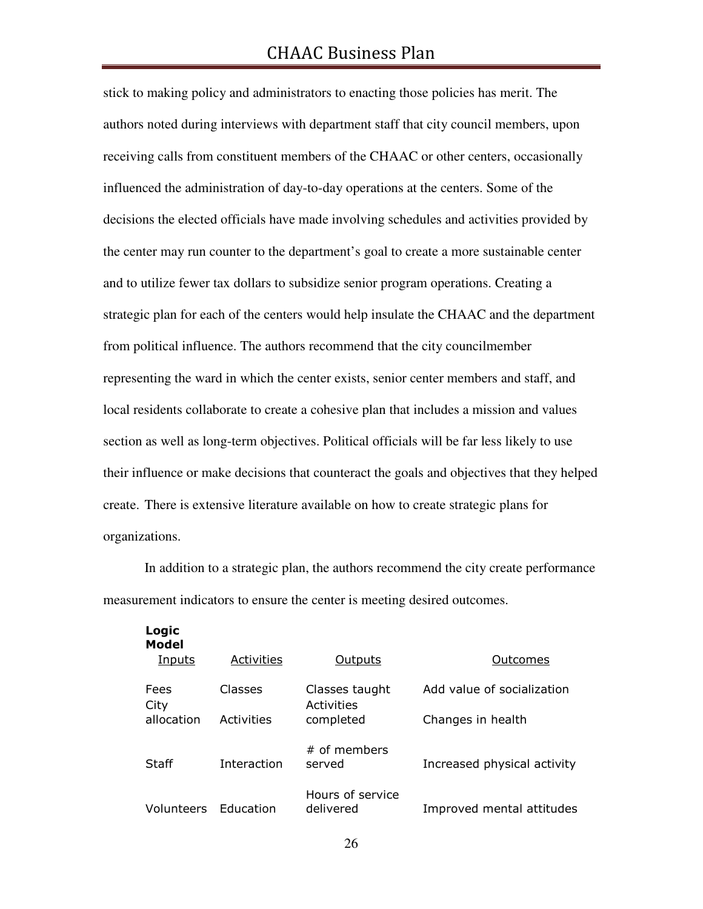stick to making policy and administrators to enacting those policies has merit. The authors noted during interviews with department staff that city council members, upon receiving calls from constituent members of the CHAAC or other centers, occasionally influenced the administration of day-to-day operations at the centers. Some of the decisions the elected officials have made involving schedules and activities provided by the center may run counter to the department's goal to create a more sustainable center and to utilize fewer tax dollars to subsidize senior program operations. Creating a strategic plan for each of the centers would help insulate the CHAAC and the department from political influence. The authors recommend that the city councilmember representing the ward in which the center exists, senior center members and staff, and local residents collaborate to create a cohesive plan that includes a mission and values section as well as long-term objectives. Political officials will be far less likely to use their influence or make decisions that counteract the goals and objectives that they helped create. There is extensive literature available on how to create strategic plans for organizations.

In addition to a strategic plan, the authors recommend the city create performance measurement indicators to ensure the center is meeting desired outcomes.

**Logic Model**

| Inputs | Activities | Outputs | Outcomes |
|---|---|---|---|
| Fees | Classes | Classes taught | Add value of socialization |
| City allocation | Activities | Activities completed | Changes in health |
| Staff | Interaction | # of members served | Increased physical activity |
| Volunteers | Education | Hours of service delivered | Improved mental attitudes |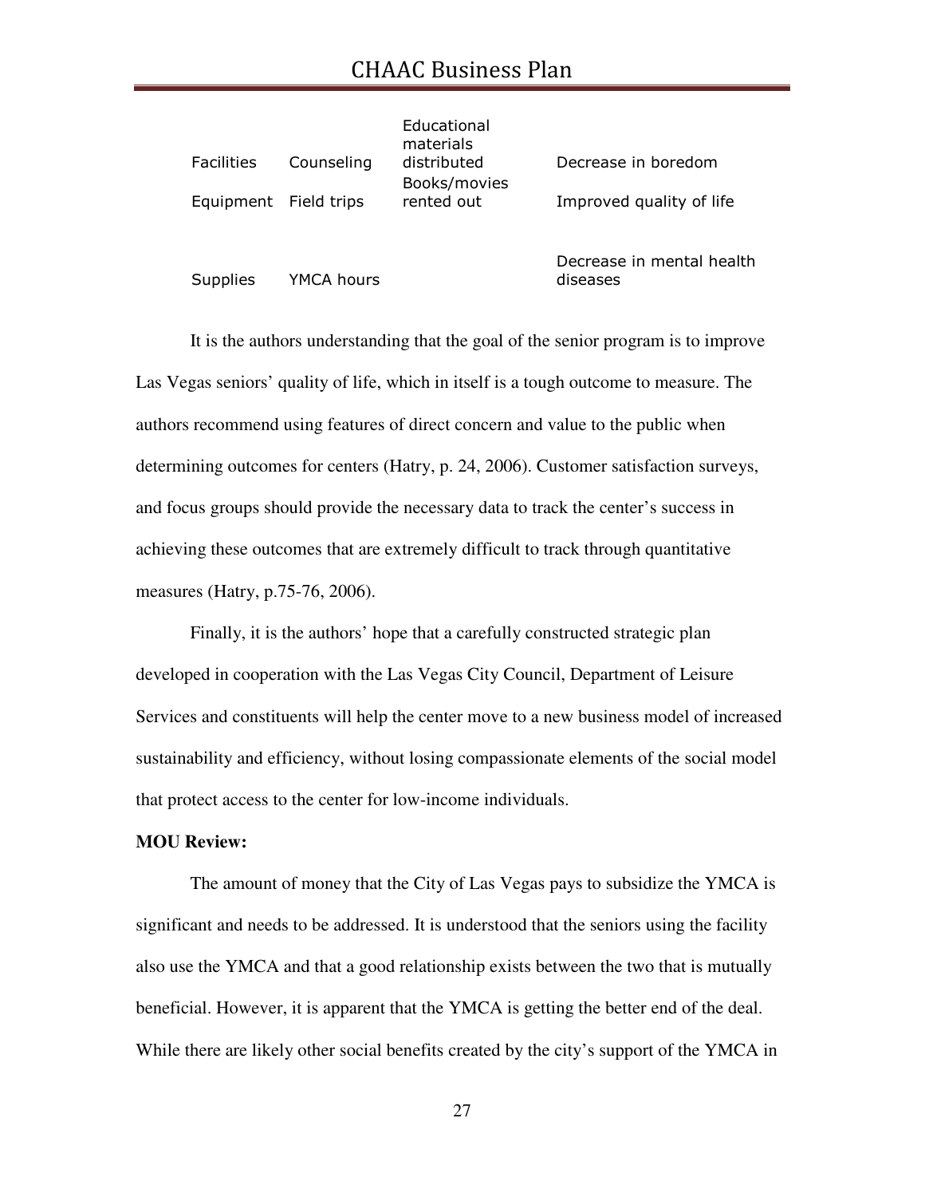| | | | |
|---|---|---|---|
| Facilities | Counseling | Educational materials distributed | Decrease in boredom |
| Equipment | Field trips | Books/movies rented out | Improved quality of life |
| Supplies | YMCA hours | | Decrease in mental health diseases |

It is the authors understanding that the goal of the senior program is to improve Las Vegas seniors' quality of life, which in itself is a tough outcome to measure. The authors recommend using features of direct concern and value to the public when determining outcomes for centers (Hatry, p. 24, 2006). Customer satisfaction surveys, and focus groups should provide the necessary data to track the center's success in achieving these outcomes that are extremely difficult to track through quantitative measures (Hatry, p.75-76, 2006).

Finally, it is the authors' hope that a carefully constructed strategic plan developed in cooperation with the Las Vegas City Council, Department of Leisure Services and constituents will help the center move to a new business model of increased sustainability and efficiency, without losing compassionate elements of the social model that protect access to the center for low-income individuals.

**MOU Review:**

The amount of money that the City of Las Vegas pays to subsidize the YMCA is significant and needs to be addressed. It is understood that the seniors using the facility also use the YMCA and that a good relationship exists between the two that is mutually beneficial. However, it is apparent that the YMCA is getting the better end of the deal. While there are likely other social benefits created by the city's support of the YMCA in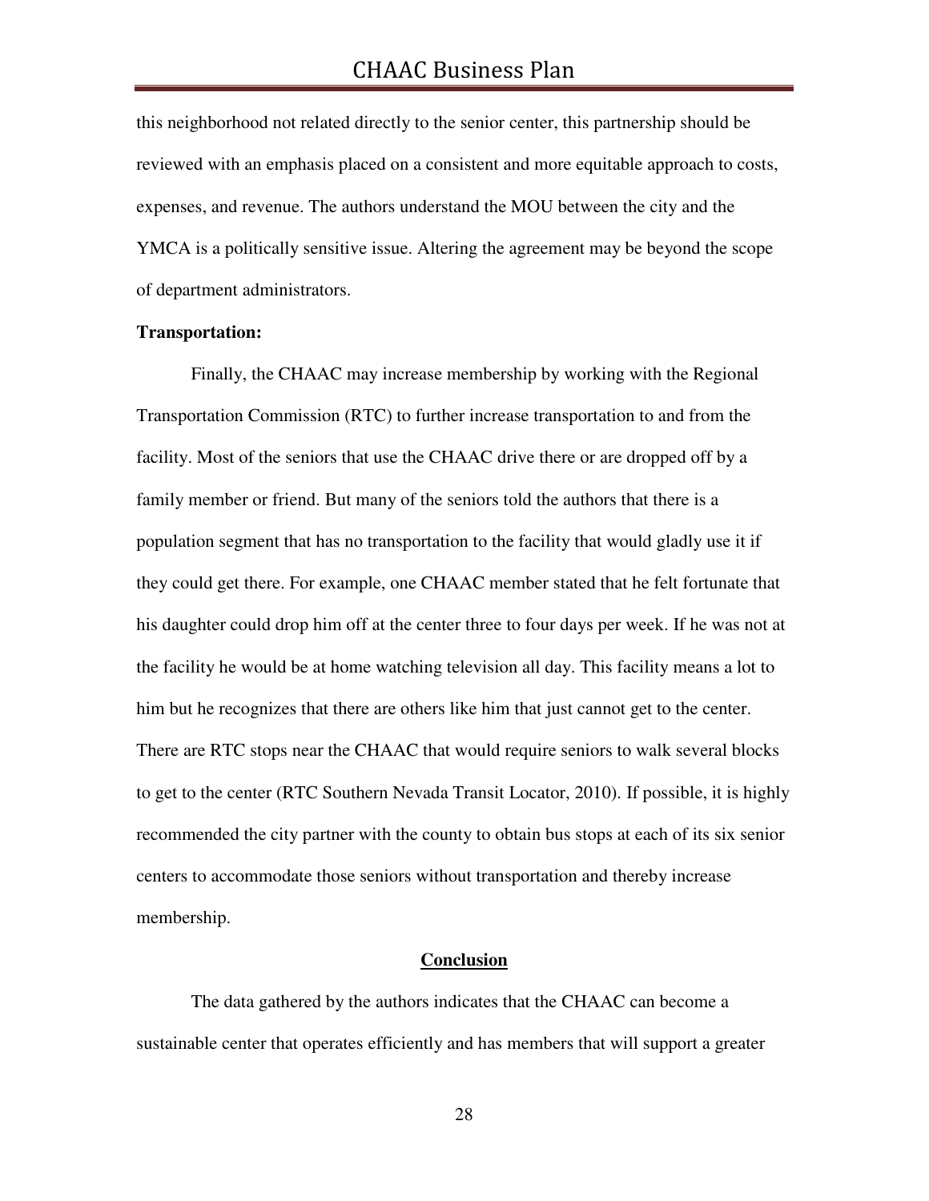this neighborhood not related directly to the senior center, this partnership should be reviewed with an emphasis placed on a consistent and more equitable approach to costs, expenses, and revenue. The authors understand the MOU between the city and the YMCA is a politically sensitive issue. Altering the agreement may be beyond the scope of department administrators.

**Transportation:**

Finally, the CHAAC may increase membership by working with the Regional Transportation Commission (RTC) to further increase transportation to and from the facility. Most of the seniors that use the CHAAC drive there or are dropped off by a family member or friend. But many of the seniors told the authors that there is a population segment that has no transportation to the facility that would gladly use it if they could get there. For example, one CHAAC member stated that he felt fortunate that his daughter could drop him off at the center three to four days per week. If he was not at the facility he would be at home watching television all day. This facility means a lot to him but he recognizes that there are others like him that just cannot get to the center. There are RTC stops near the CHAAC that would require seniors to walk several blocks to get to the center (RTC Southern Nevada Transit Locator, 2010). If possible, it is highly recommended the city partner with the county to obtain bus stops at each of its six senior centers to accommodate those seniors without transportation and thereby increase membership.

## Conclusion

The data gathered by the authors indicates that the CHAAC can become a sustainable center that operates efficiently and has members that will support a greater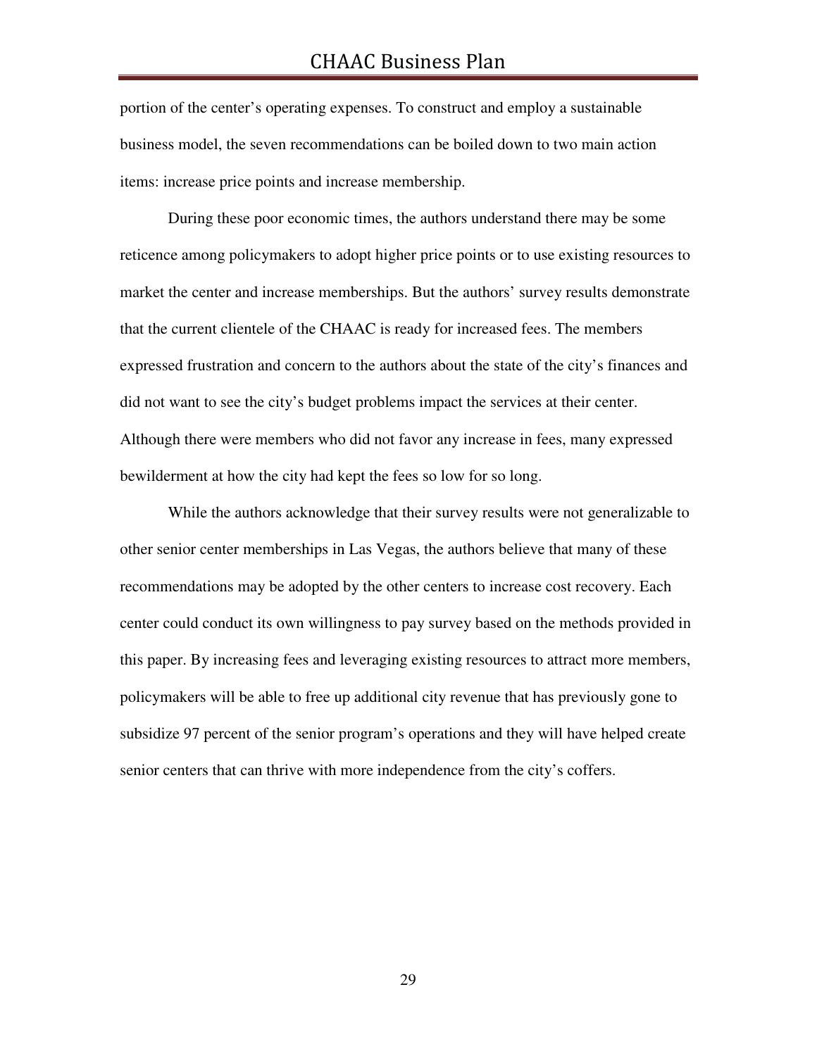portion of the center's operating expenses. To construct and employ a sustainable business model, the seven recommendations can be boiled down to two main action items: increase price points and increase membership.

During these poor economic times, the authors understand there may be some reticence among policymakers to adopt higher price points or to use existing resources to market the center and increase memberships. But the authors' survey results demonstrate that the current clientele of the CHAAC is ready for increased fees. The members expressed frustration and concern to the authors about the state of the city's finances and did not want to see the city's budget problems impact the services at their center. Although there were members who did not favor any increase in fees, many expressed bewilderment at how the city had kept the fees so low for so long.

While the authors acknowledge that their survey results were not generalizable to other senior center memberships in Las Vegas, the authors believe that many of these recommendations may be adopted by the other centers to increase cost recovery. Each center could conduct its own willingness to pay survey based on the methods provided in this paper. By increasing fees and leveraging existing resources to attract more members, policymakers will be able to free up additional city revenue that has previously gone to subsidize 97 percent of the senior program's operations and they will have helped create senior centers that can thrive with more independence from the city's coffers.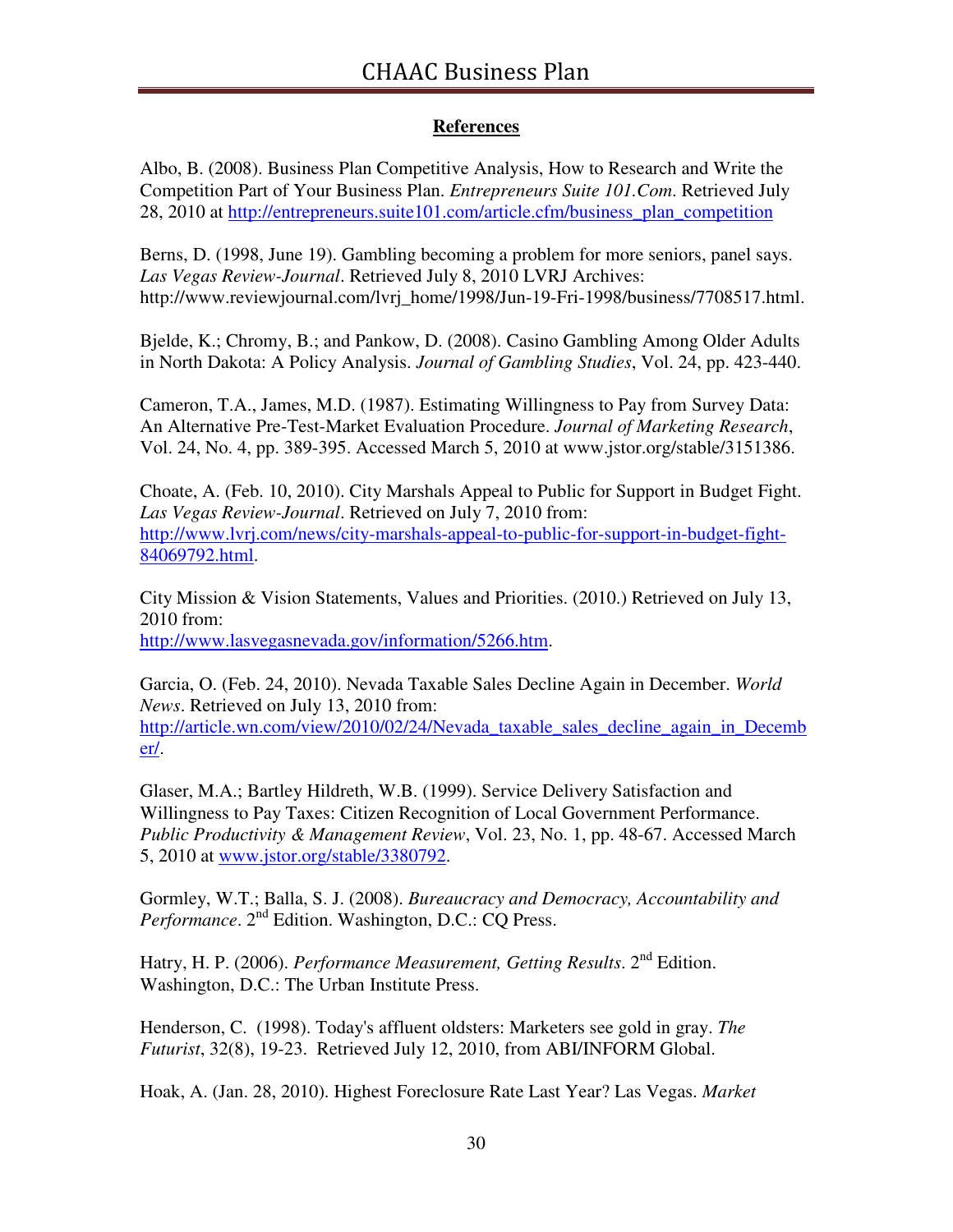## References

Albo, B. (2008). Business Plan Competitive Analysis, How to Research and Write the Competition Part of Your Business Plan. *Entrepreneurs Suite 101.Com*. Retrieved July 28, 2010 at http://entrepreneurs.suite101.com/article.cfm/business_plan_competition

Berns, D. (1998, June 19). Gambling becoming a problem for more seniors, panel says. *Las Vegas Review-Journal*. Retrieved July 8, 2010 LVRJ Archives: http://www.reviewjournal.com/lvrj_home/1998/Jun-19-Fri-1998/business/7708517.html.

Bjelde, K.; Chromy, B.; and Pankow, D. (2008). Casino Gambling Among Older Adults in North Dakota: A Policy Analysis. *Journal of Gambling Studies*, Vol. 24, pp. 423-440.

Cameron, T.A., James, M.D. (1987). Estimating Willingness to Pay from Survey Data: An Alternative Pre-Test-Market Evaluation Procedure. *Journal of Marketing Research*, Vol. 24, No. 4, pp. 389-395. Accessed March 5, 2010 at www.jstor.org/stable/3151386.

Choate, A. (Feb. 10, 2010). City Marshals Appeal to Public for Support in Budget Fight. *Las Vegas Review-Journal*. Retrieved on July 7, 2010 from: http://www.lvrj.com/news/city-marshals-appeal-to-public-for-support-in-budget-fight-84069792.html.

City Mission & Vision Statements, Values and Priorities. (2010.) Retrieved on July 13, 2010 from: http://www.lasvegasnevada.gov/information/5266.htm.

Garcia, O. (Feb. 24, 2010). Nevada Taxable Sales Decline Again in December. *World News*. Retrieved on July 13, 2010 from: http://article.wn.com/view/2010/02/24/Nevada_taxable_sales_decline_again_in_December/.

Glaser, M.A.; Bartley Hildreth, W.B. (1999). Service Delivery Satisfaction and Willingness to Pay Taxes: Citizen Recognition of Local Government Performance. *Public Productivity & Management Review*, Vol. 23, No. 1, pp. 48-67. Accessed March 5, 2010 at www.jstor.org/stable/3380792.

Gormley, W.T.; Balla, S. J. (2008). *Bureaucracy and Democracy, Accountability and Performance*. 2nd Edition. Washington, D.C.: CQ Press.

Hatry, H. P. (2006). *Performance Measurement, Getting Results*. 2nd Edition. Washington, D.C.: The Urban Institute Press.

Henderson, C. (1998). Today's affluent oldsters: Marketers see gold in gray. *The Futurist*, 32(8), 19-23. Retrieved July 12, 2010, from ABI/INFORM Global.

Hoak, A. (Jan. 28, 2010). Highest Foreclosure Rate Last Year? Las Vegas. *Market*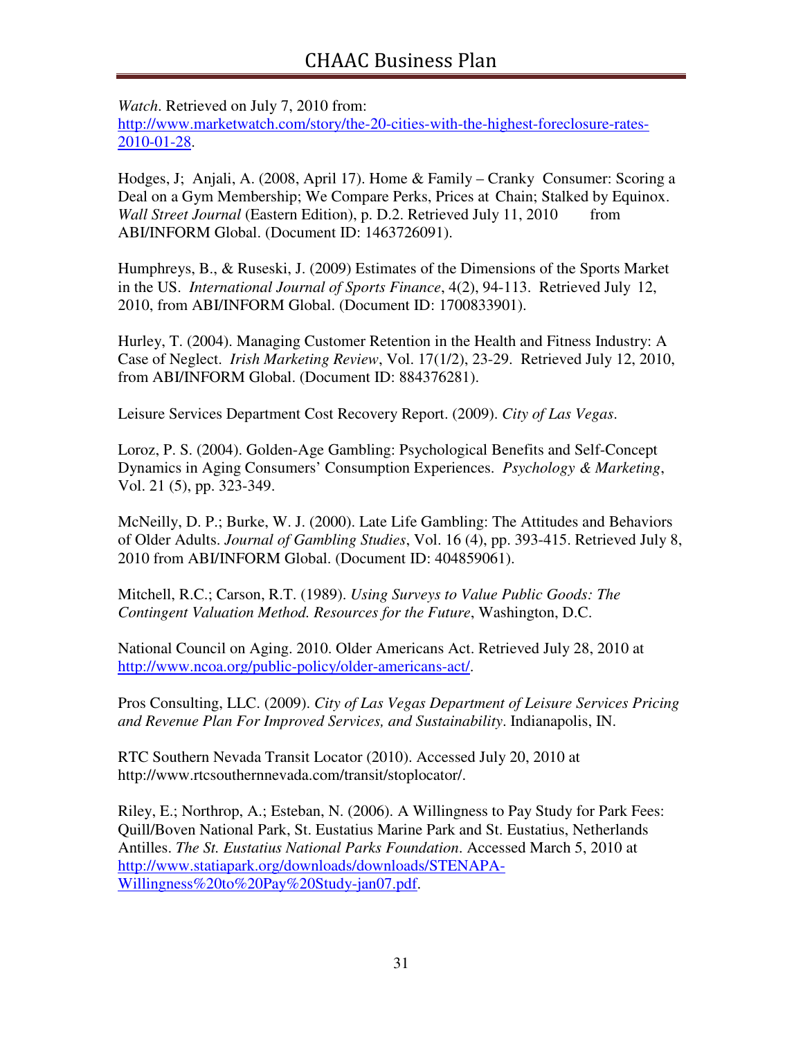*Watch*. Retrieved on July 7, 2010 from: http://www.marketwatch.com/story/the-20-cities-with-the-highest-foreclosure-rates-2010-01-28.

Hodges, J; Anjali, A. (2008, April 17). Home & Family – Cranky Consumer: Scoring a Deal on a Gym Membership; We Compare Perks, Prices at Chain; Stalked by Equinox. *Wall Street Journal* (Eastern Edition), p. D.2. Retrieved July 11, 2010 from ABI/INFORM Global. (Document ID: 1463726091).

Humphreys, B., & Ruseski, J. (2009) Estimates of the Dimensions of the Sports Market in the US. *International Journal of Sports Finance*, 4(2), 94-113. Retrieved July 12, 2010, from ABI/INFORM Global. (Document ID: 1700833901).

Hurley, T. (2004). Managing Customer Retention in the Health and Fitness Industry: A Case of Neglect. *Irish Marketing Review*, Vol. 17(1/2), 23-29. Retrieved July 12, 2010, from ABI/INFORM Global. (Document ID: 884376281).

Leisure Services Department Cost Recovery Report. (2009). *City of Las Vegas*.

Loroz, P. S. (2004). Golden-Age Gambling: Psychological Benefits and Self-Concept Dynamics in Aging Consumers' Consumption Experiences. *Psychology & Marketing*, Vol. 21 (5), pp. 323-349.

McNeilly, D. P.; Burke, W. J. (2000). Late Life Gambling: The Attitudes and Behaviors of Older Adults. *Journal of Gambling Studies*, Vol. 16 (4), pp. 393-415. Retrieved July 8, 2010 from ABI/INFORM Global. (Document ID: 404859061).

Mitchell, R.C.; Carson, R.T. (1989). *Using Surveys to Value Public Goods: The Contingent Valuation Method. Resources for the Future*, Washington, D.C.

National Council on Aging. 2010. Older Americans Act. Retrieved July 28, 2010 at http://www.ncoa.org/public-policy/older-americans-act/.

Pros Consulting, LLC. (2009). *City of Las Vegas Department of Leisure Services Pricing and Revenue Plan For Improved Services, and Sustainability*. Indianapolis, IN.

RTC Southern Nevada Transit Locator (2010). Accessed July 20, 2010 at http://www.rtcsouthernnevada.com/transit/stoplocator/.

Riley, E.; Northrop, A.; Esteban, N. (2006). A Willingness to Pay Study for Park Fees: Quill/Boven National Park, St. Eustatius Marine Park and St. Eustatius, Netherlands Antilles. *The St. Eustatius National Parks Foundation*. Accessed March 5, 2010 at http://www.statiapark.org/downloads/downloads/STENAPA-Willingness%20to%20Pay%20Study-jan07.pdf.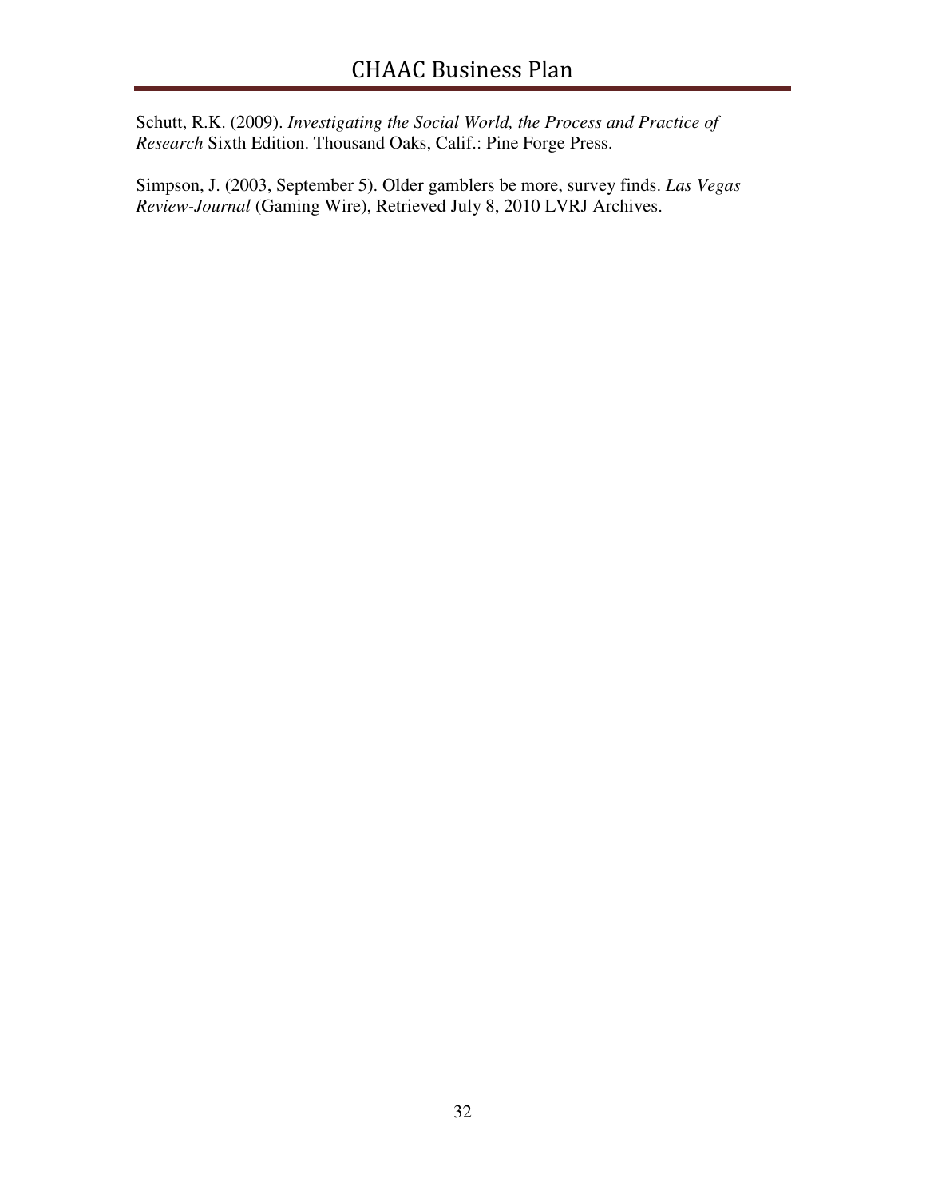Schutt, R.K. (2009). *Investigating the Social World, the Process and Practice of Research* Sixth Edition. Thousand Oaks, Calif.: Pine Forge Press.

Simpson, J. (2003, September 5). Older gamblers be more, survey finds. *Las Vegas Review-Journal* (Gaming Wire), Retrieved July 8, 2010 LVRJ Archives.